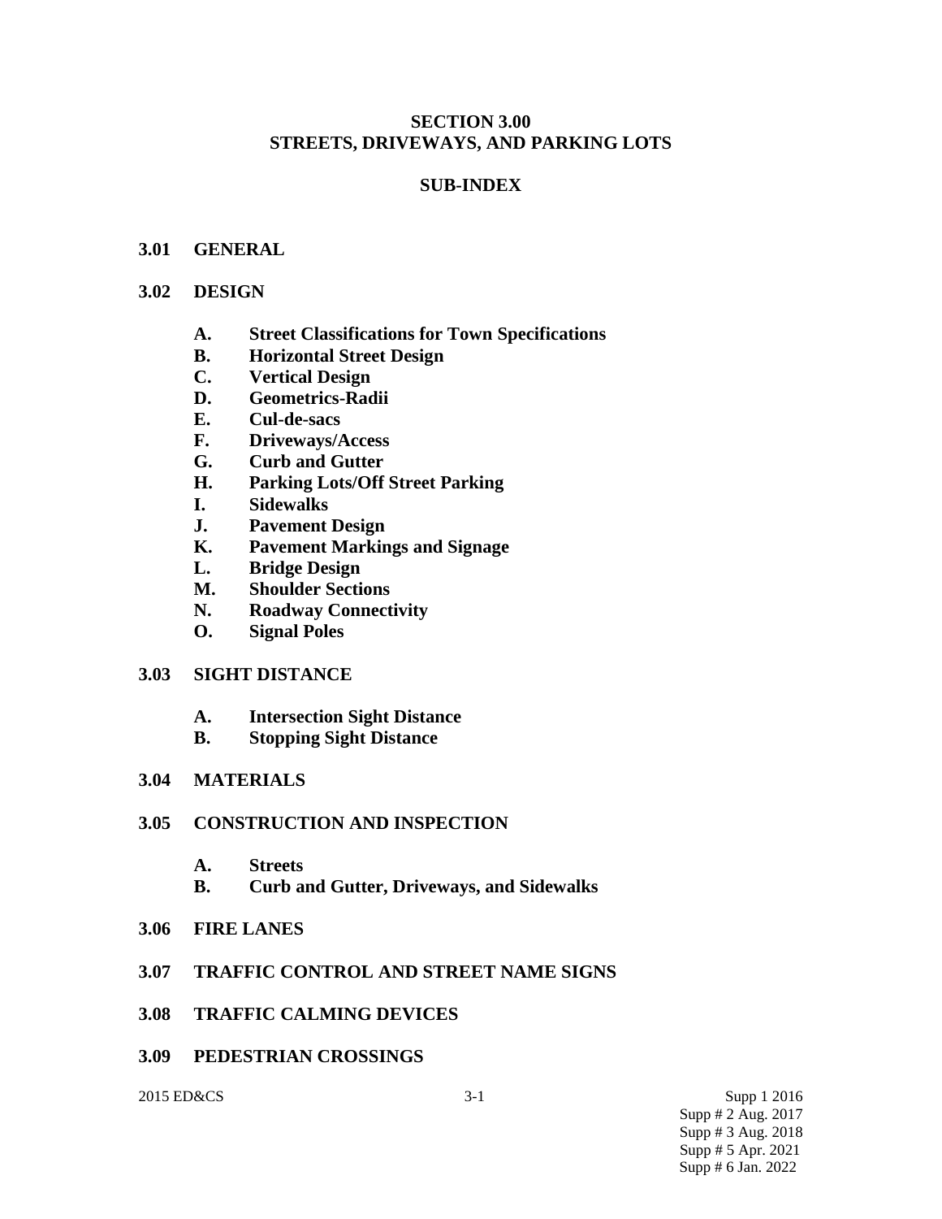# SECTION 3.00
# STREETS, DRIVEWAYS, AND PARKING LOTS

## SUB-INDEX

**3.01 GENERAL**

**3.02 DESIGN**

- **A. Street Classifications for Town Specifications**
- **B. Horizontal Street Design**
- **C. Vertical Design**
- **D. Geometrics-Radii**
- **E. Cul-de-sacs**
- **F. Driveways/Access**
- **G. Curb and Gutter**
- **H. Parking Lots/Off Street Parking**
- **I. Sidewalks**
- **J. Pavement Design**
- **K. Pavement Markings and Signage**
- **L. Bridge Design**
- **M. Shoulder Sections**
- **N. Roadway Connectivity**
- **O. Signal Poles**

**3.03 SIGHT DISTANCE**

- **A. Intersection Sight Distance**
- **B. Stopping Sight Distance**

**3.04 MATERIALS**

**3.05 CONSTRUCTION AND INSPECTION**

- **A. Streets**
- **B. Curb and Gutter, Driveways, and Sidewalks**

**3.06 FIRE LANES**

**3.07 TRAFFIC CONTROL AND STREET NAME SIGNS**

**3.08 TRAFFIC CALMING DEVICES**

**3.09 PEDESTRIAN CROSSINGS**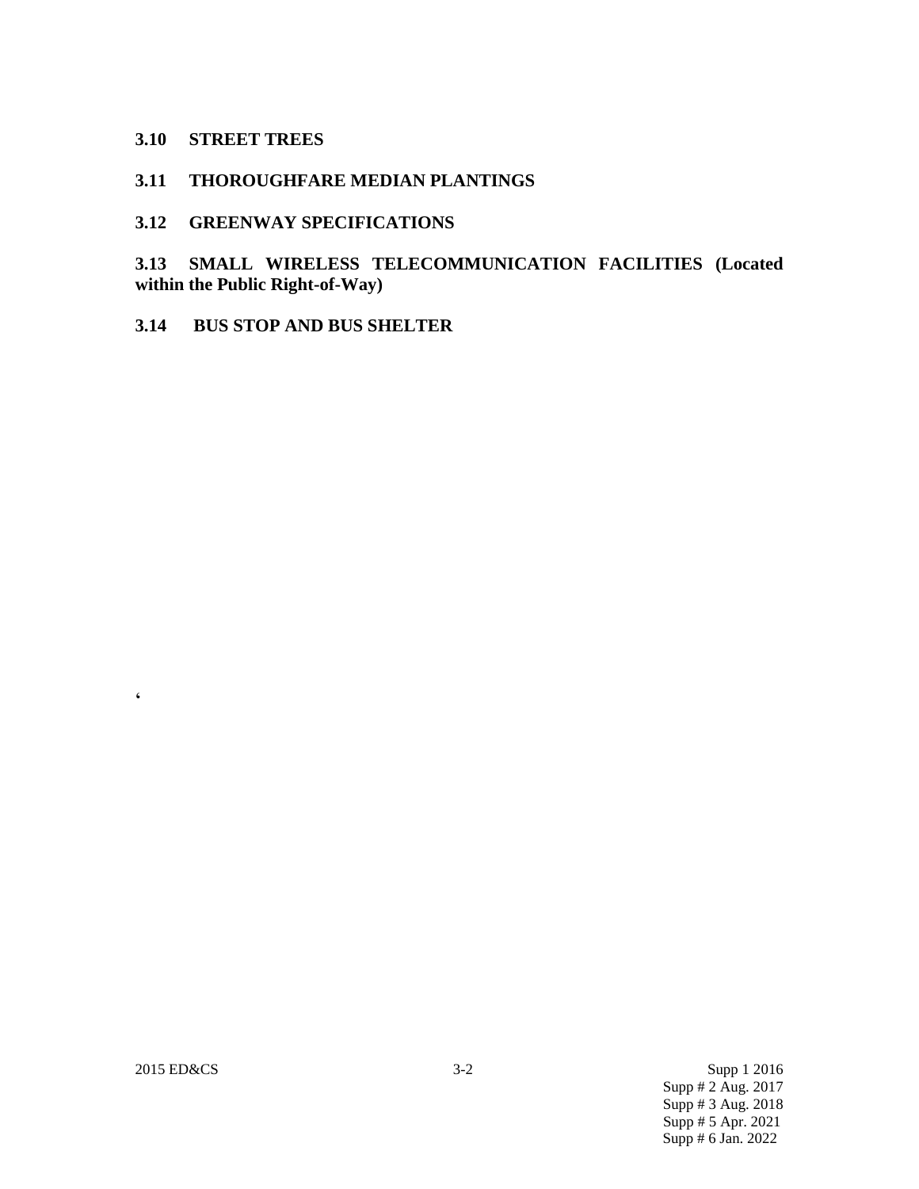## 3.10 STREET TREES

## 3.11 THOROUGHFARE MEDIAN PLANTINGS

## 3.12 GREENWAY SPECIFICATIONS

## 3.13 SMALL WIRELESS TELECOMMUNICATION FACILITIES (Located within the Public Right-of-Way)

## 3.14 BUS STOP AND BUS SHELTER

‘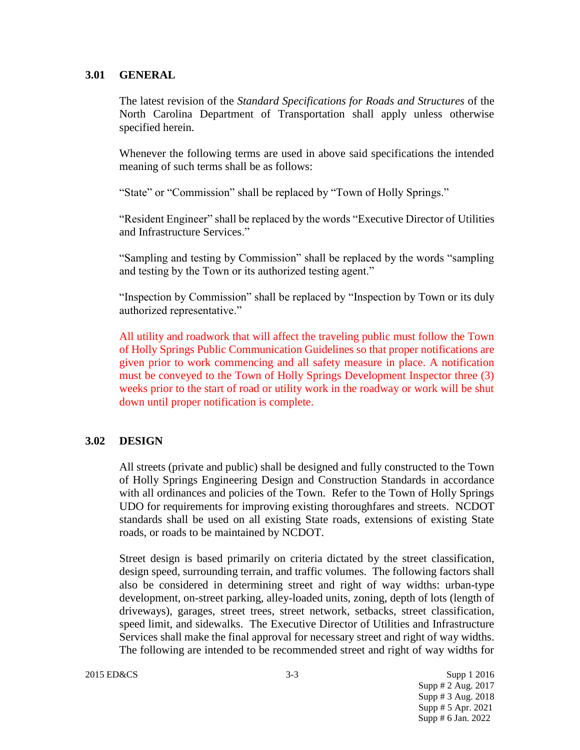## 3.01 GENERAL

The latest revision of the *Standard Specifications for Roads and Structures* of the North Carolina Department of Transportation shall apply unless otherwise specified herein.

Whenever the following terms are used in above said specifications the intended meaning of such terms shall be as follows:

"State" or "Commission" shall be replaced by "Town of Holly Springs."

"Resident Engineer" shall be replaced by the words "Executive Director of Utilities and Infrastructure Services."

"Sampling and testing by Commission" shall be replaced by the words "sampling and testing by the Town or its authorized testing agent."

"Inspection by Commission" shall be replaced by "Inspection by Town or its duly authorized representative."

All utility and roadwork that will affect the traveling public must follow the Town of Holly Springs Public Communication Guidelines so that proper notifications are given prior to work commencing and all safety measure in place. A notification must be conveyed to the Town of Holly Springs Development Inspector three (3) weeks prior to the start of road or utility work in the roadway or work will be shut down until proper notification is complete.

## 3.02 DESIGN

All streets (private and public) shall be designed and fully constructed to the Town of Holly Springs Engineering Design and Construction Standards in accordance with all ordinances and policies of the Town. Refer to the Town of Holly Springs UDO for requirements for improving existing thoroughfares and streets. NCDOT standards shall be used on all existing State roads, extensions of existing State roads, or roads to be maintained by NCDOT.

Street design is based primarily on criteria dictated by the street classification, design speed, surrounding terrain, and traffic volumes. The following factors shall also be considered in determining street and right of way widths: urban-type development, on-street parking, alley-loaded units, zoning, depth of lots (length of driveways), garages, street trees, street network, setbacks, street classification, speed limit, and sidewalks. The Executive Director of Utilities and Infrastructure Services shall make the final approval for necessary street and right of way widths. The following are intended to be recommended street and right of way widths for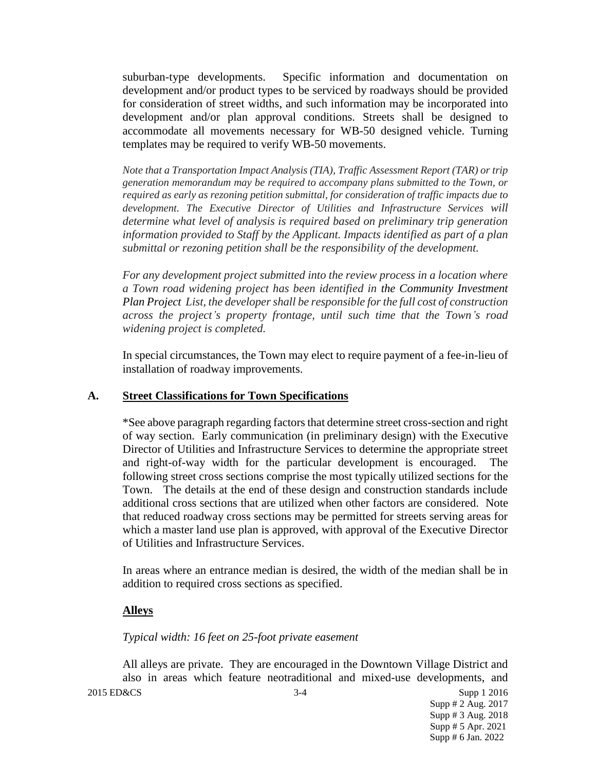suburban-type developments. Specific information and documentation on development and/or product types to be serviced by roadways should be provided for consideration of street widths, and such information may be incorporated into development and/or plan approval conditions. Streets shall be designed to accommodate all movements necessary for WB-50 designed vehicle. Turning templates may be required to verify WB-50 movements.

*Note that a Transportation Impact Analysis (TIA), Traffic Assessment Report (TAR) or trip generation memorandum may be required to accompany plans submitted to the Town, or required as early as rezoning petition submittal, for consideration of traffic impacts due to development. The Executive Director of Utilities and Infrastructure Services will determine what level of analysis is required based on preliminary trip generation information provided to Staff by the Applicant. Impacts identified as part of a plan submittal or rezoning petition shall be the responsibility of the development.*

*For any development project submitted into the review process in a location where a Town road widening project has been identified in the Community Investment Plan Project List, the developer shall be responsible for the full cost of construction across the project's property frontage, until such time that the Town's road widening project is completed.*

In special circumstances, the Town may elect to require payment of a fee-in-lieu of installation of roadway improvements.

## A. Street Classifications for Town Specifications

*See above paragraph regarding factors that determine street cross-section and right of way section. Early communication (in preliminary design) with the Executive Director of Utilities and Infrastructure Services to determine the appropriate street and right-of-way width for the particular development is encouraged. The following street cross sections comprise the most typically utilized sections for the Town. The details at the end of these design and construction standards include additional cross sections that are utilized when other factors are considered. Note that reduced roadway cross sections may be permitted for streets serving areas for which a master land use plan is approved, with approval of the Executive Director of Utilities and Infrastructure Services.

In areas where an entrance median is desired, the width of the median shall be in addition to required cross sections as specified.

### Alleys

*Typical width: 16 feet on 25-foot private easement*

All alleys are private. They are encouraged in the Downtown Village District and also in areas which feature neotraditional and mixed-use developments, and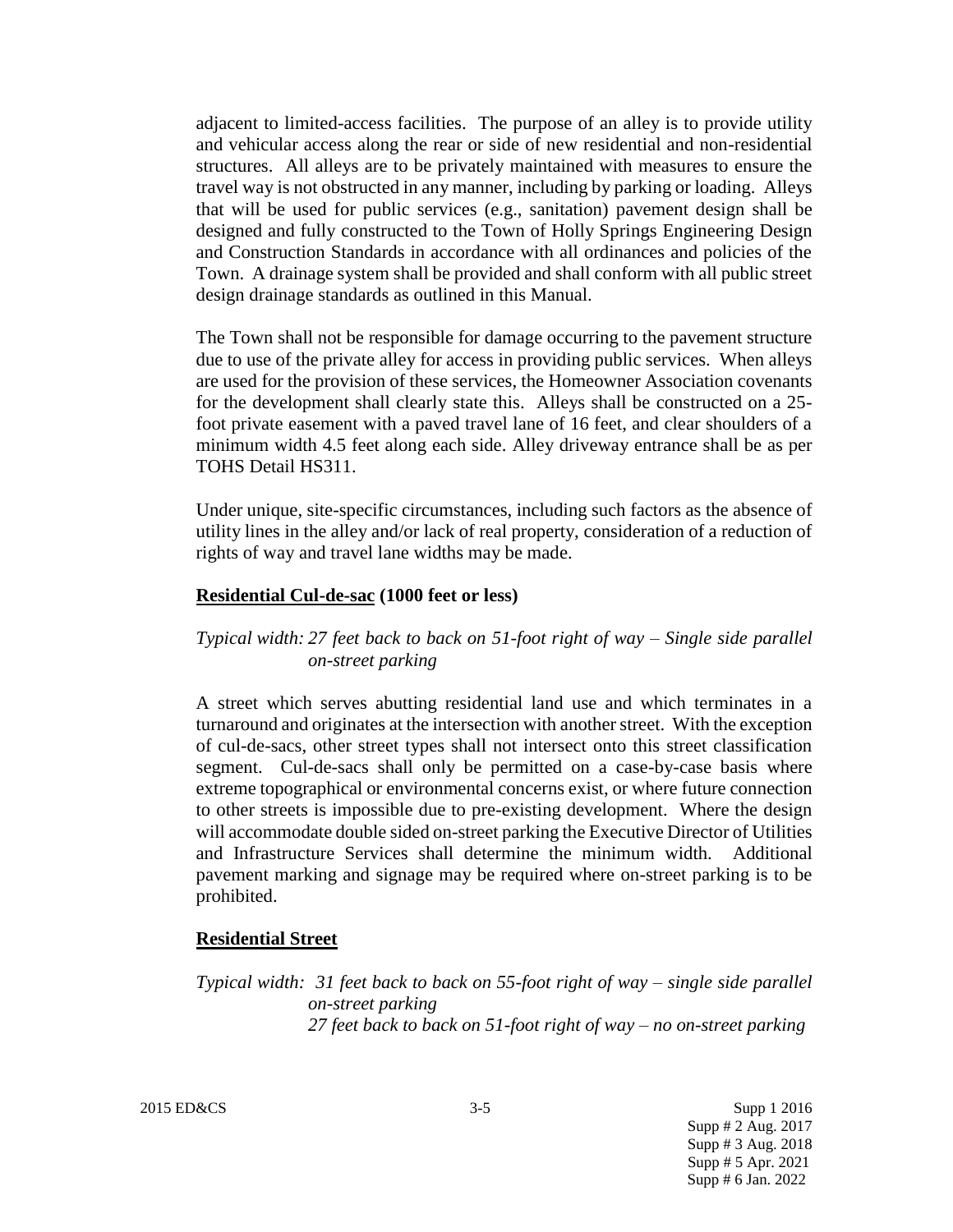adjacent to limited-access facilities. The purpose of an alley is to provide utility and vehicular access along the rear or side of new residential and non-residential structures. All alleys are to be privately maintained with measures to ensure the travel way is not obstructed in any manner, including by parking or loading. Alleys that will be used for public services (e.g., sanitation) pavement design shall be designed and fully constructed to the Town of Holly Springs Engineering Design and Construction Standards in accordance with all ordinances and policies of the Town. A drainage system shall be provided and shall conform with all public street design drainage standards as outlined in this Manual.

The Town shall not be responsible for damage occurring to the pavement structure due to use of the private alley for access in providing public services. When alleys are used for the provision of these services, the Homeowner Association covenants for the development shall clearly state this. Alleys shall be constructed on a 25-foot private easement with a paved travel lane of 16 feet, and clear shoulders of a minimum width 4.5 feet along each side. Alley driveway entrance shall be as per TOHS Detail HS311.

Under unique, site-specific circumstances, including such factors as the absence of utility lines in the alley and/or lack of real property, consideration of a reduction of rights of way and travel lane widths may be made.

**<u>Residential Cul-de-sac</u> (1000 feet or less)**

*Typical width: 27 feet back to back on 51-foot right of way – Single side parallel on-street parking*

A street which serves abutting residential land use and which terminates in a turnaround and originates at the intersection with another street. With the exception of cul-de-sacs, other street types shall not intersect onto this street classification segment. Cul-de-sacs shall only be permitted on a case-by-case basis where extreme topographical or environmental concerns exist, or where future connection to other streets is impossible due to pre-existing development. Where the design will accommodate double sided on-street parking the Executive Director of Utilities and Infrastructure Services shall determine the minimum width. Additional pavement marking and signage may be required where on-street parking is to be prohibited.

**<u>Residential Street</u>**

*Typical width: 31 feet back to back on 55-foot right of way – single side parallel on-street parking*
*27 feet back to back on 51-foot right of way – no on-street parking*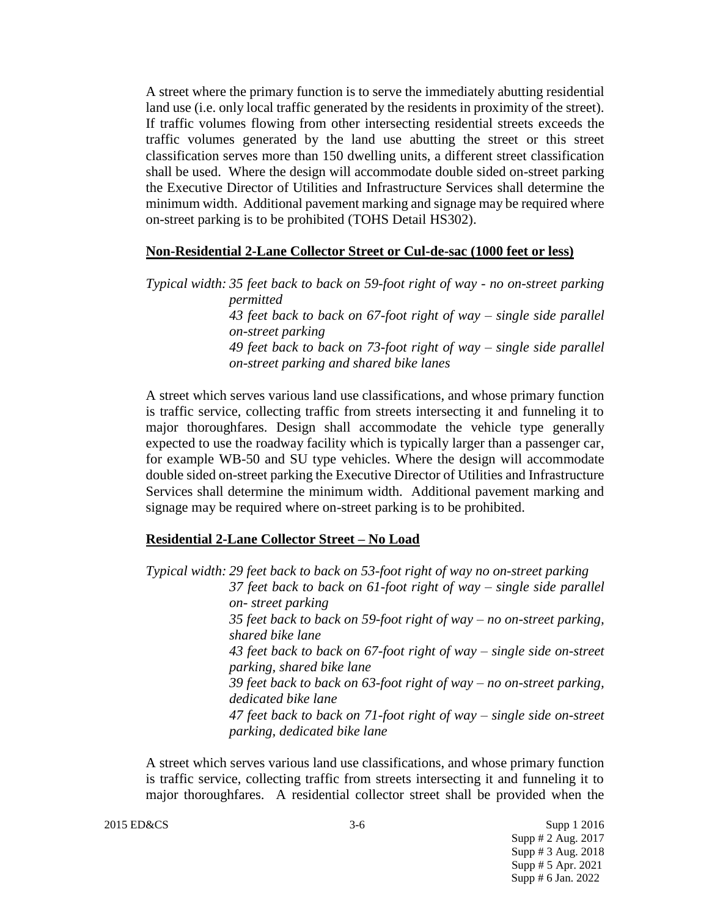A street where the primary function is to serve the immediately abutting residential land use (i.e. only local traffic generated by the residents in proximity of the street). If traffic volumes flowing from other intersecting residential streets exceeds the traffic volumes generated by the land use abutting the street or this street classification serves more than 150 dwelling units, a different street classification shall be used. Where the design will accommodate double sided on-street parking the Executive Director of Utilities and Infrastructure Services shall determine the minimum width. Additional pavement marking and signage may be required where on-street parking is to be prohibited (TOHS Detail HS302).

**Non-Residential 2-Lane Collector Street or Cul-de-sac (1000 feet or less)**

*Typical width: 35 feet back to back on 59-foot right of way - no on-street parking permitted*
*43 feet back to back on 67-foot right of way – single side parallel on-street parking*
*49 feet back to back on 73-foot right of way – single side parallel on-street parking and shared bike lanes*

A street which serves various land use classifications, and whose primary function is traffic service, collecting traffic from streets intersecting it and funneling it to major thoroughfares. Design shall accommodate the vehicle type generally expected to use the roadway facility which is typically larger than a passenger car, for example WB-50 and SU type vehicles. Where the design will accommodate double sided on-street parking the Executive Director of Utilities and Infrastructure Services shall determine the minimum width. Additional pavement marking and signage may be required where on-street parking is to be prohibited.

**Residential 2-Lane Collector Street – No Load**

*Typical width: 29 feet back to back on 53-foot right of way no on-street parking*
*37 feet back to back on 61-foot right of way – single side parallel on- street parking*
*35 feet back to back on 59-foot right of way – no on-street parking, shared bike lane*
*43 feet back to back on 67-foot right of way – single side on-street parking, shared bike lane*
*39 feet back to back on 63-foot right of way – no on-street parking, dedicated bike lane*
*47 feet back to back on 71-foot right of way – single side on-street parking, dedicated bike lane*

A street which serves various land use classifications, and whose primary function is traffic service, collecting traffic from streets intersecting it and funneling it to major thoroughfares. A residential collector street shall be provided when the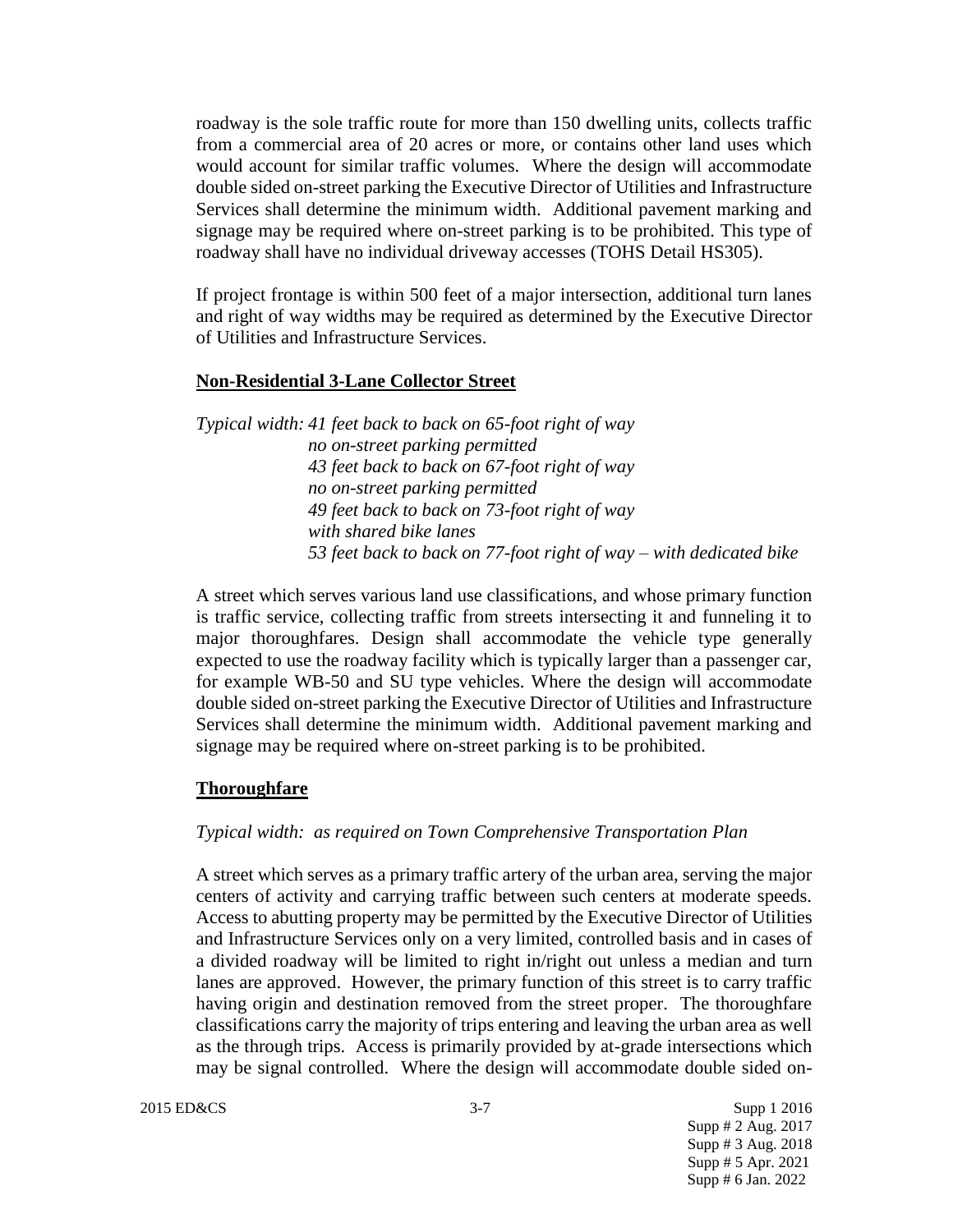roadway is the sole traffic route for more than 150 dwelling units, collects traffic from a commercial area of 20 acres or more, or contains other land uses which would account for similar traffic volumes. Where the design will accommodate double sided on-street parking the Executive Director of Utilities and Infrastructure Services shall determine the minimum width. Additional pavement marking and signage may be required where on-street parking is to be prohibited. This type of roadway shall have no individual driveway accesses (TOHS Detail HS305).

If project frontage is within 500 feet of a major intersection, additional turn lanes and right of way widths may be required as determined by the Executive Director of Utilities and Infrastructure Services.

**Non-Residential 3-Lane Collector Street**

*Typical width: 41 feet back to back on 65-foot right of way*
*no on-street parking permitted*
*43 feet back to back on 67-foot right of way*
*no on-street parking permitted*
*49 feet back to back on 73-foot right of way*
*with shared bike lanes*
*53 feet back to back on 77-foot right of way – with dedicated bike*

A street which serves various land use classifications, and whose primary function is traffic service, collecting traffic from streets intersecting it and funneling it to major thoroughfares. Design shall accommodate the vehicle type generally expected to use the roadway facility which is typically larger than a passenger car, for example WB-50 and SU type vehicles. Where the design will accommodate double sided on-street parking the Executive Director of Utilities and Infrastructure Services shall determine the minimum width. Additional pavement marking and signage may be required where on-street parking is to be prohibited.

**Thoroughfare**

*Typical width: as required on Town Comprehensive Transportation Plan*

A street which serves as a primary traffic artery of the urban area, serving the major centers of activity and carrying traffic between such centers at moderate speeds. Access to abutting property may be permitted by the Executive Director of Utilities and Infrastructure Services only on a very limited, controlled basis and in cases of a divided roadway will be limited to right in/right out unless a median and turn lanes are approved. However, the primary function of this street is to carry traffic having origin and destination removed from the street proper. The thoroughfare classifications carry the majority of trips entering and leaving the urban area as well as the through trips. Access is primarily provided by at-grade intersections which may be signal controlled. Where the design will accommodate double sided on-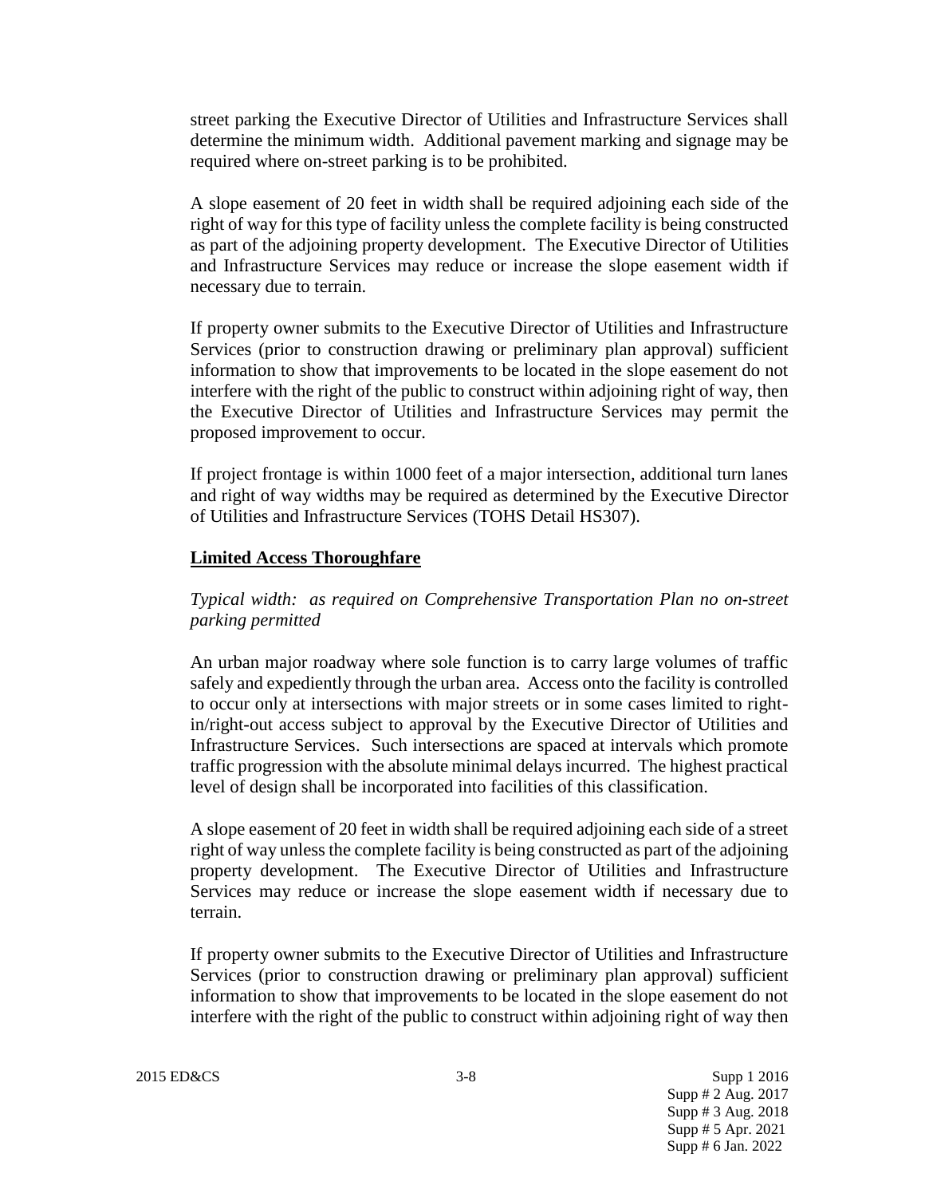street parking the Executive Director of Utilities and Infrastructure Services shall determine the minimum width. Additional pavement marking and signage may be required where on-street parking is to be prohibited.

A slope easement of 20 feet in width shall be required adjoining each side of the right of way for this type of facility unless the complete facility is being constructed as part of the adjoining property development. The Executive Director of Utilities and Infrastructure Services may reduce or increase the slope easement width if necessary due to terrain.

If property owner submits to the Executive Director of Utilities and Infrastructure Services (prior to construction drawing or preliminary plan approval) sufficient information to show that improvements to be located in the slope easement do not interfere with the right of the public to construct within adjoining right of way, then the Executive Director of Utilities and Infrastructure Services may permit the proposed improvement to occur.

If project frontage is within 1000 feet of a major intersection, additional turn lanes and right of way widths may be required as determined by the Executive Director of Utilities and Infrastructure Services (TOHS Detail HS307).

## Limited Access Thoroughfare

*Typical width: as required on Comprehensive Transportation Plan no on-street parking permitted*

An urban major roadway where sole function is to carry large volumes of traffic safely and expediently through the urban area. Access onto the facility is controlled to occur only at intersections with major streets or in some cases limited to right-in/right-out access subject to approval by the Executive Director of Utilities and Infrastructure Services. Such intersections are spaced at intervals which promote traffic progression with the absolute minimal delays incurred. The highest practical level of design shall be incorporated into facilities of this classification.

A slope easement of 20 feet in width shall be required adjoining each side of a street right of way unless the complete facility is being constructed as part of the adjoining property development. The Executive Director of Utilities and Infrastructure Services may reduce or increase the slope easement width if necessary due to terrain.

If property owner submits to the Executive Director of Utilities and Infrastructure Services (prior to construction drawing or preliminary plan approval) sufficient information to show that improvements to be located in the slope easement do not interfere with the right of the public to construct within adjoining right of way then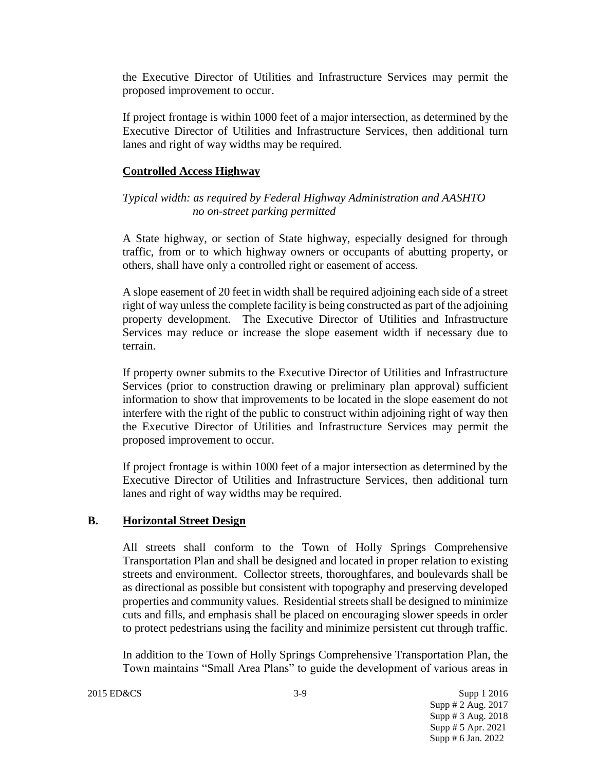the Executive Director of Utilities and Infrastructure Services may permit the proposed improvement to occur.

If project frontage is within 1000 feet of a major intersection, as determined by the Executive Director of Utilities and Infrastructure Services, then additional turn lanes and right of way widths may be required.

**Controlled Access Highway**

*Typical width: as required by Federal Highway Administration and AASHTO*
*no on-street parking permitted*

A State highway, or section of State highway, especially designed for through traffic, from or to which highway owners or occupants of abutting property, or others, shall have only a controlled right or easement of access.

A slope easement of 20 feet in width shall be required adjoining each side of a street right of way unless the complete facility is being constructed as part of the adjoining property development. The Executive Director of Utilities and Infrastructure Services may reduce or increase the slope easement width if necessary due to terrain.

If property owner submits to the Executive Director of Utilities and Infrastructure Services (prior to construction drawing or preliminary plan approval) sufficient information to show that improvements to be located in the slope easement do not interfere with the right of the public to construct within adjoining right of way then the Executive Director of Utilities and Infrastructure Services may permit the proposed improvement to occur.

If project frontage is within 1000 feet of a major intersection as determined by the Executive Director of Utilities and Infrastructure Services, then additional turn lanes and right of way widths may be required.

## B. Horizontal Street Design

All streets shall conform to the Town of Holly Springs Comprehensive Transportation Plan and shall be designed and located in proper relation to existing streets and environment. Collector streets, thoroughfares, and boulevards shall be as directional as possible but consistent with topography and preserving developed properties and community values. Residential streets shall be designed to minimize cuts and fills, and emphasis shall be placed on encouraging slower speeds in order to protect pedestrians using the facility and minimize persistent cut through traffic.

In addition to the Town of Holly Springs Comprehensive Transportation Plan, the Town maintains "Small Area Plans" to guide the development of various areas in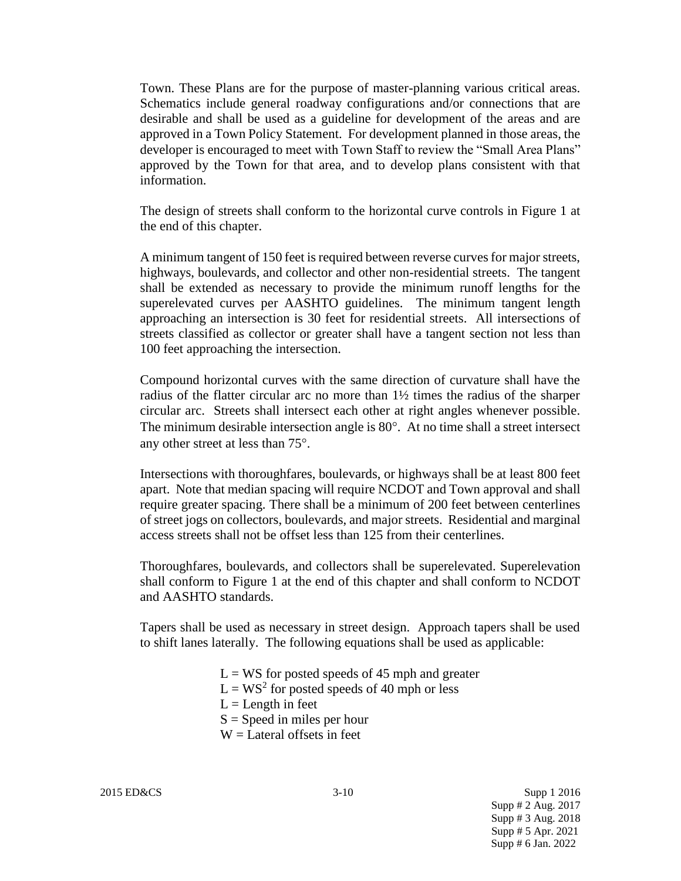Town. These Plans are for the purpose of master-planning various critical areas. Schematics include general roadway configurations and/or connections that are desirable and shall be used as a guideline for development of the areas and are approved in a Town Policy Statement. For development planned in those areas, the developer is encouraged to meet with Town Staff to review the "Small Area Plans" approved by the Town for that area, and to develop plans consistent with that information.

The design of streets shall conform to the horizontal curve controls in Figure 1 at the end of this chapter.

A minimum tangent of 150 feet is required between reverse curves for major streets, highways, boulevards, and collector and other non-residential streets. The tangent shall be extended as necessary to provide the minimum runoff lengths for the superelevated curves per AASHTO guidelines. The minimum tangent length approaching an intersection is 30 feet for residential streets. All intersections of streets classified as collector or greater shall have a tangent section not less than 100 feet approaching the intersection.

Compound horizontal curves with the same direction of curvature shall have the radius of the flatter circular arc no more than 1½ times the radius of the sharper circular arc. Streets shall intersect each other at right angles whenever possible. The minimum desirable intersection angle is 80°. At no time shall a street intersect any other street at less than 75°.

Intersections with thoroughfares, boulevards, or highways shall be at least 800 feet apart. Note that median spacing will require NCDOT and Town approval and shall require greater spacing. There shall be a minimum of 200 feet between centerlines of street jogs on collectors, boulevards, and major streets. Residential and marginal access streets shall not be offset less than 125 from their centerlines.

Thoroughfares, boulevards, and collectors shall be superelevated. Superelevation shall conform to Figure 1 at the end of this chapter and shall conform to NCDOT and AASHTO standards.

Tapers shall be used as necessary in street design. Approach tapers shall be used to shift lanes laterally. The following equations shall be used as applicable:

$L = WS$ for posted speeds of 45 mph and greater  
$L = WS^2$ for posted speeds of 40 mph or less  
$L$ = Length in feet  
$S$ = Speed in miles per hour  
$W$ = Lateral offsets in feet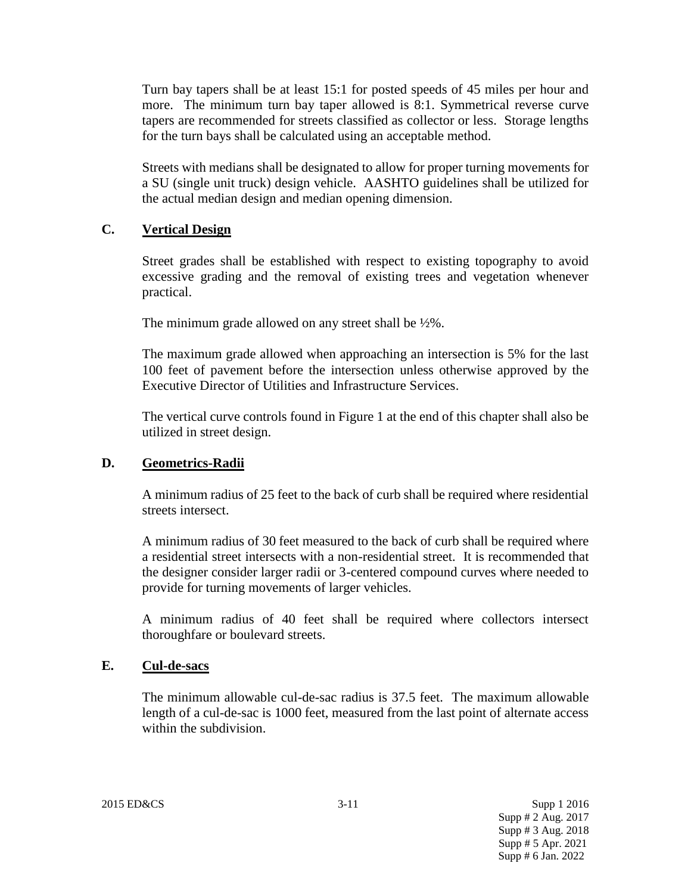Turn bay tapers shall be at least 15:1 for posted speeds of 45 miles per hour and more. The minimum turn bay taper allowed is 8:1. Symmetrical reverse curve tapers are recommended for streets classified as collector or less. Storage lengths for the turn bays shall be calculated using an acceptable method.

Streets with medians shall be designated to allow for proper turning movements for a SU (single unit truck) design vehicle. AASHTO guidelines shall be utilized for the actual median design and median opening dimension.

## C. Vertical Design

Street grades shall be established with respect to existing topography to avoid excessive grading and the removal of existing trees and vegetation whenever practical.

The minimum grade allowed on any street shall be ½%.

The maximum grade allowed when approaching an intersection is 5% for the last 100 feet of pavement before the intersection unless otherwise approved by the Executive Director of Utilities and Infrastructure Services.

The vertical curve controls found in Figure 1 at the end of this chapter shall also be utilized in street design.

## D. Geometrics-Radii

A minimum radius of 25 feet to the back of curb shall be required where residential streets intersect.

A minimum radius of 30 feet measured to the back of curb shall be required where a residential street intersects with a non-residential street. It is recommended that the designer consider larger radii or 3-centered compound curves where needed to provide for turning movements of larger vehicles.

A minimum radius of 40 feet shall be required where collectors intersect thoroughfare or boulevard streets.

## E. Cul-de-sacs

The minimum allowable cul-de-sac radius is 37.5 feet. The maximum allowable length of a cul-de-sac is 1000 feet, measured from the last point of alternate access within the subdivision.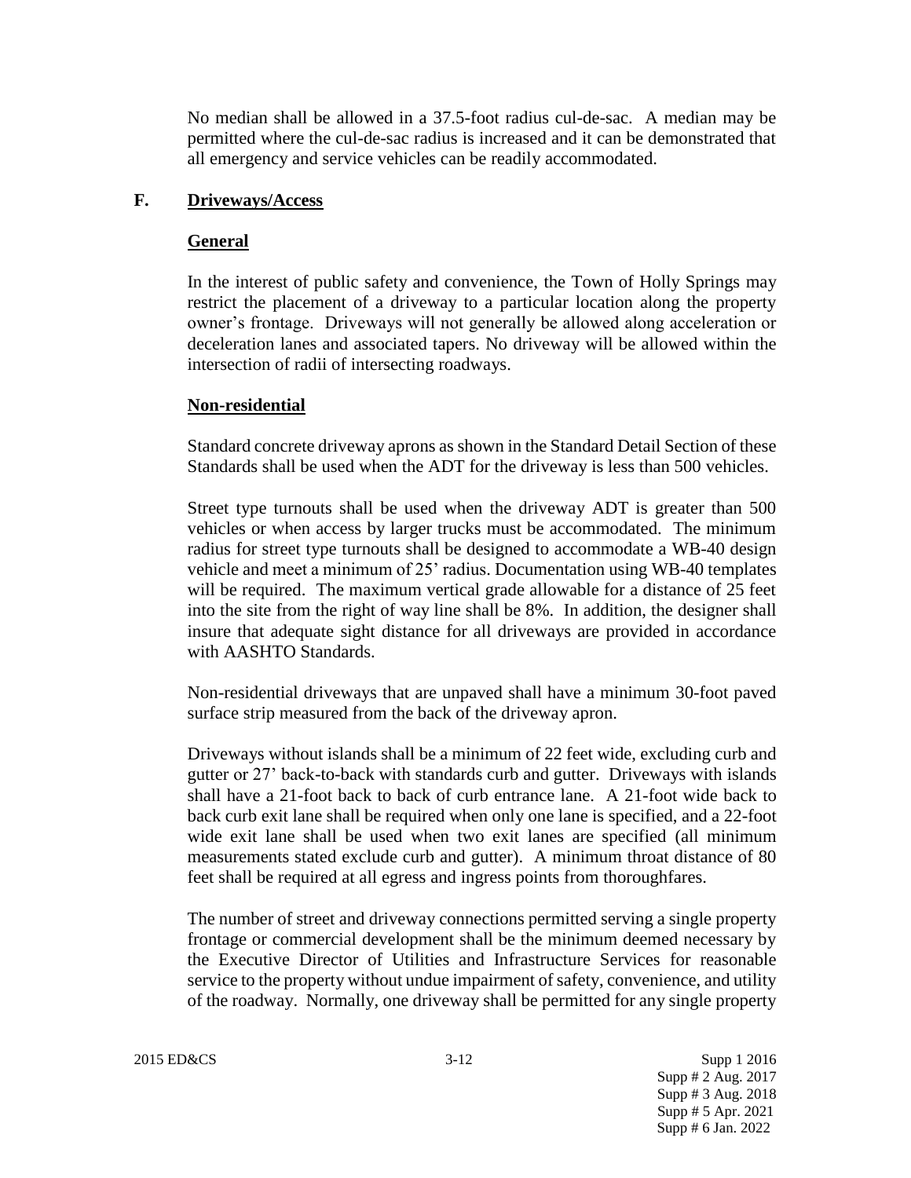No median shall be allowed in a 37.5-foot radius cul-de-sac. A median may be permitted where the cul-de-sac radius is increased and it can be demonstrated that all emergency and service vehicles can be readily accommodated.

## F. Driveways/Access

### General

In the interest of public safety and convenience, the Town of Holly Springs may restrict the placement of a driveway to a particular location along the property owner's frontage. Driveways will not generally be allowed along acceleration or deceleration lanes and associated tapers. No driveway will be allowed within the intersection of radii of intersecting roadways.

### Non-residential

Standard concrete driveway aprons as shown in the Standard Detail Section of these Standards shall be used when the ADT for the driveway is less than 500 vehicles.

Street type turnouts shall be used when the driveway ADT is greater than 500 vehicles or when access by larger trucks must be accommodated. The minimum radius for street type turnouts shall be designed to accommodate a WB-40 design vehicle and meet a minimum of 25' radius. Documentation using WB-40 templates will be required. The maximum vertical grade allowable for a distance of 25 feet into the site from the right of way line shall be 8%. In addition, the designer shall insure that adequate sight distance for all driveways are provided in accordance with AASHTO Standards.

Non-residential driveways that are unpaved shall have a minimum 30-foot paved surface strip measured from the back of the driveway apron.

Driveways without islands shall be a minimum of 22 feet wide, excluding curb and gutter or 27' back-to-back with standards curb and gutter. Driveways with islands shall have a 21-foot back to back of curb entrance lane. A 21-foot wide back to back curb exit lane shall be required when only one lane is specified, and a 22-foot wide exit lane shall be used when two exit lanes are specified (all minimum measurements stated exclude curb and gutter). A minimum throat distance of 80 feet shall be required at all egress and ingress points from thoroughfares.

The number of street and driveway connections permitted serving a single property frontage or commercial development shall be the minimum deemed necessary by the Executive Director of Utilities and Infrastructure Services for reasonable service to the property without undue impairment of safety, convenience, and utility of the roadway. Normally, one driveway shall be permitted for any single property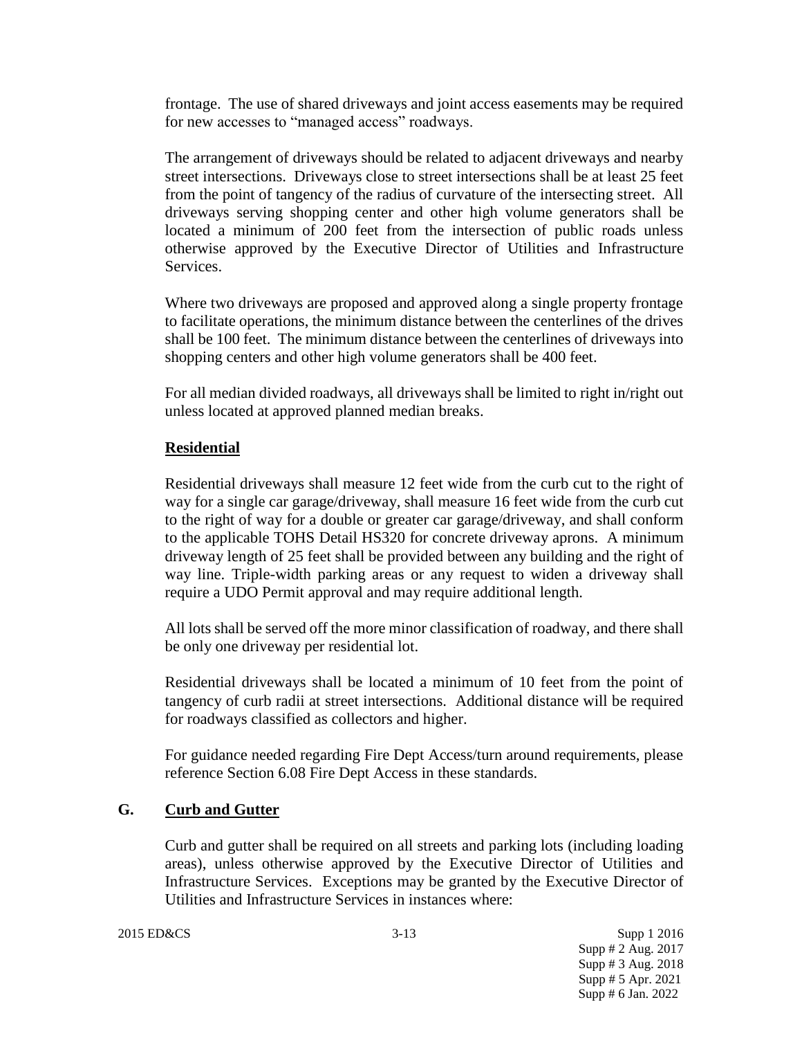frontage. The use of shared driveways and joint access easements may be required for new accesses to "managed access" roadways.

The arrangement of driveways should be related to adjacent driveways and nearby street intersections. Driveways close to street intersections shall be at least 25 feet from the point of tangency of the radius of curvature of the intersecting street. All driveways serving shopping center and other high volume generators shall be located a minimum of 200 feet from the intersection of public roads unless otherwise approved by the Executive Director of Utilities and Infrastructure Services.

Where two driveways are proposed and approved along a single property frontage to facilitate operations, the minimum distance between the centerlines of the drives shall be 100 feet. The minimum distance between the centerlines of driveways into shopping centers and other high volume generators shall be 400 feet.

For all median divided roadways, all driveways shall be limited to right in/right out unless located at approved planned median breaks.

**Residential**

Residential driveways shall measure 12 feet wide from the curb cut to the right of way for a single car garage/driveway, shall measure 16 feet wide from the curb cut to the right of way for a double or greater car garage/driveway, and shall conform to the applicable TOHS Detail HS320 for concrete driveway aprons. A minimum driveway length of 25 feet shall be provided between any building and the right of way line. Triple-width parking areas or any request to widen a driveway shall require a UDO Permit approval and may require additional length.

All lots shall be served off the more minor classification of roadway, and there shall be only one driveway per residential lot.

Residential driveways shall be located a minimum of 10 feet from the point of tangency of curb radii at street intersections. Additional distance will be required for roadways classified as collectors and higher.

For guidance needed regarding Fire Dept Access/turn around requirements, please reference Section 6.08 Fire Dept Access in these standards.

## G. Curb and Gutter

Curb and gutter shall be required on all streets and parking lots (including loading areas), unless otherwise approved by the Executive Director of Utilities and Infrastructure Services. Exceptions may be granted by the Executive Director of Utilities and Infrastructure Services in instances where: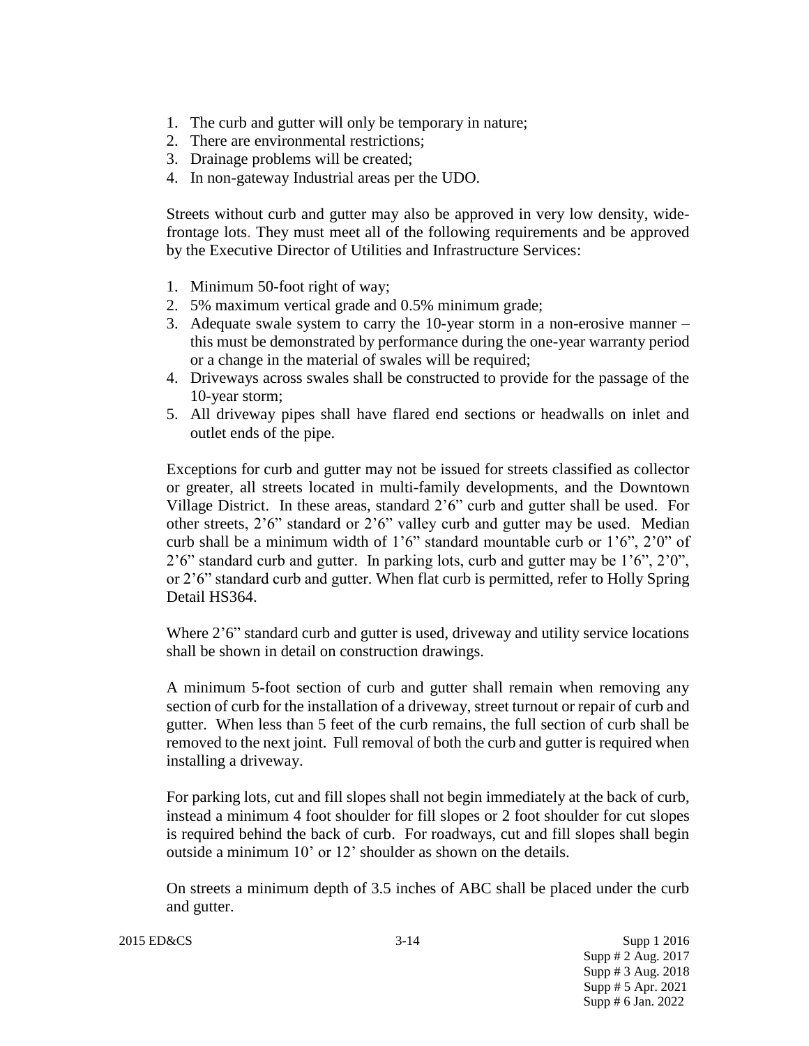1. The curb and gutter will only be temporary in nature;
2. There are environmental restrictions;
3. Drainage problems will be created;
4. In non-gateway Industrial areas per the UDO.

Streets without curb and gutter may also be approved in very low density, wide-frontage lots. They must meet all of the following requirements and be approved by the Executive Director of Utilities and Infrastructure Services:

1. Minimum 50-foot right of way;
2. 5% maximum vertical grade and 0.5% minimum grade;
3. Adequate swale system to carry the 10-year storm in a non-erosive manner – this must be demonstrated by performance during the one-year warranty period or a change in the material of swales will be required;
4. Driveways across swales shall be constructed to provide for the passage of the 10-year storm;
5. All driveway pipes shall have flared end sections or headwalls on inlet and outlet ends of the pipe.

Exceptions for curb and gutter may not be issued for streets classified as collector or greater, all streets located in multi-family developments, and the Downtown Village District. In these areas, standard 2'6" curb and gutter shall be used. For other streets, 2'6" standard or 2'6" valley curb and gutter may be used. Median curb shall be a minimum width of 1'6" standard mountable curb or 1'6", 2'0" of 2'6" standard curb and gutter. In parking lots, curb and gutter may be 1'6", 2'0", or 2'6" standard curb and gutter. When flat curb is permitted, refer to Holly Spring Detail HS364.

Where 2'6" standard curb and gutter is used, driveway and utility service locations shall be shown in detail on construction drawings.

A minimum 5-foot section of curb and gutter shall remain when removing any section of curb for the installation of a driveway, street turnout or repair of curb and gutter. When less than 5 feet of the curb remains, the full section of curb shall be removed to the next joint. Full removal of both the curb and gutter is required when installing a driveway.

For parking lots, cut and fill slopes shall not begin immediately at the back of curb, instead a minimum 4 foot shoulder for fill slopes or 2 foot shoulder for cut slopes is required behind the back of curb. For roadways, cut and fill slopes shall begin outside a minimum 10' or 12' shoulder as shown on the details.

On streets a minimum depth of 3.5 inches of ABC shall be placed under the curb and gutter.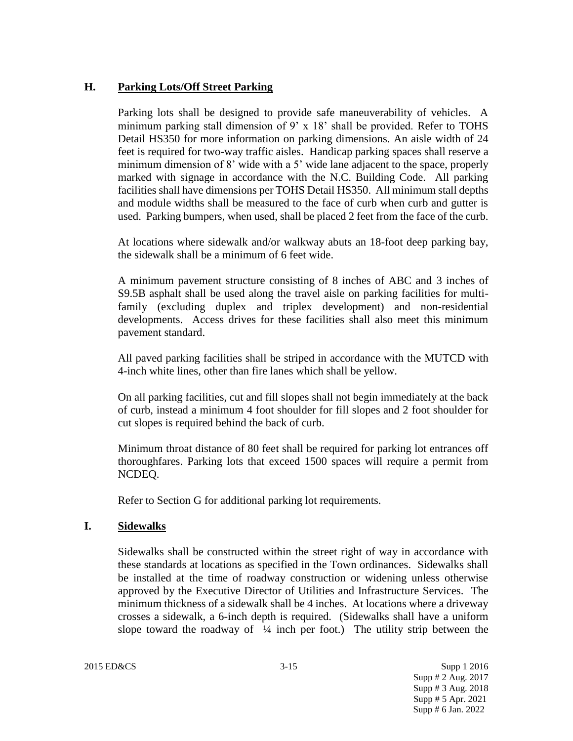## H. Parking Lots/Off Street Parking

Parking lots shall be designed to provide safe maneuverability of vehicles. A minimum parking stall dimension of 9' x 18' shall be provided. Refer to TOHS Detail HS350 for more information on parking dimensions. An aisle width of 24 feet is required for two-way traffic aisles. Handicap parking spaces shall reserve a minimum dimension of 8' wide with a 5' wide lane adjacent to the space, properly marked with signage in accordance with the N.C. Building Code. All parking facilities shall have dimensions per TOHS Detail HS350. All minimum stall depths and module widths shall be measured to the face of curb when curb and gutter is used. Parking bumpers, when used, shall be placed 2 feet from the face of the curb.

At locations where sidewalk and/or walkway abuts an 18-foot deep parking bay, the sidewalk shall be a minimum of 6 feet wide.

A minimum pavement structure consisting of 8 inches of ABC and 3 inches of S9.5B asphalt shall be used along the travel aisle on parking facilities for multi-family (excluding duplex and triplex development) and non-residential developments. Access drives for these facilities shall also meet this minimum pavement standard.

All paved parking facilities shall be striped in accordance with the MUTCD with 4-inch white lines, other than fire lanes which shall be yellow.

On all parking facilities, cut and fill slopes shall not begin immediately at the back of curb, instead a minimum 4 foot shoulder for fill slopes and 2 foot shoulder for cut slopes is required behind the back of curb.

Minimum throat distance of 80 feet shall be required for parking lot entrances off thoroughfares. Parking lots that exceed 1500 spaces will require a permit from NCDEQ.

Refer to Section G for additional parking lot requirements.

## I. Sidewalks

Sidewalks shall be constructed within the street right of way in accordance with these standards at locations as specified in the Town ordinances. Sidewalks shall be installed at the time of roadway construction or widening unless otherwise approved by the Executive Director of Utilities and Infrastructure Services. The minimum thickness of a sidewalk shall be 4 inches. At locations where a driveway crosses a sidewalk, a 6-inch depth is required. (Sidewalks shall have a uniform slope toward the roadway of ¼ inch per foot.) The utility strip between the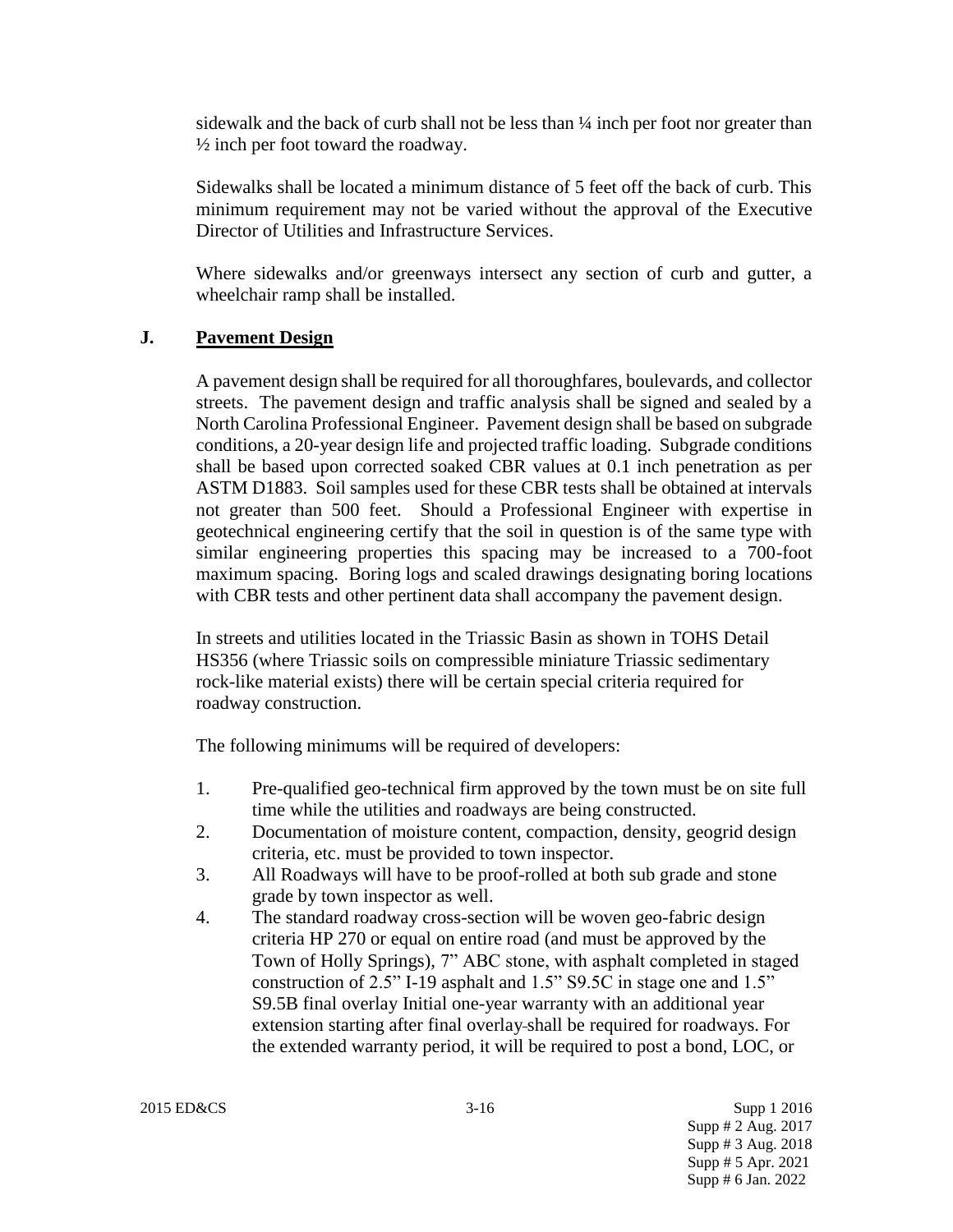sidewalk and the back of curb shall not be less than ¼ inch per foot nor greater than ½ inch per foot toward the roadway.

Sidewalks shall be located a minimum distance of 5 feet off the back of curb. This minimum requirement may not be varied without the approval of the Executive Director of Utilities and Infrastructure Services.

Where sidewalks and/or greenways intersect any section of curb and gutter, a wheelchair ramp shall be installed.

## J. <u>Pavement Design</u>

A pavement design shall be required for all thoroughfares, boulevards, and collector streets. The pavement design and traffic analysis shall be signed and sealed by a North Carolina Professional Engineer. Pavement design shall be based on subgrade conditions, a 20-year design life and projected traffic loading. Subgrade conditions shall be based upon corrected soaked CBR values at 0.1 inch penetration as per ASTM D1883. Soil samples used for these CBR tests shall be obtained at intervals not greater than 500 feet. Should a Professional Engineer with expertise in geotechnical engineering certify that the soil in question is of the same type with similar engineering properties this spacing may be increased to a 700-foot maximum spacing. Boring logs and scaled drawings designating boring locations with CBR tests and other pertinent data shall accompany the pavement design.

In streets and utilities located in the Triassic Basin as shown in TOHS Detail HS356 (where Triassic soils on compressible miniature Triassic sedimentary rock-like material exists) there will be certain special criteria required for roadway construction.

The following minimums will be required of developers:

1. Pre-qualified geo-technical firm approved by the town must be on site full time while the utilities and roadways are being constructed.
2. Documentation of moisture content, compaction, density, geogrid design criteria, etc. must be provided to town inspector.
3. All Roadways will have to be proof-rolled at both sub grade and stone grade by town inspector as well.
4. The standard roadway cross-section will be woven geo-fabric design criteria HP 270 or equal on entire road (and must be approved by the Town of Holly Springs), 7" ABC stone, with asphalt completed in staged construction of 2.5" I-19 asphalt and 1.5" S9.5C in stage one and 1.5" S9.5B final overlay Initial one-year warranty with an additional year extension starting after final overlay shall be required for roadways. For the extended warranty period, it will be required to post a bond, LOC, or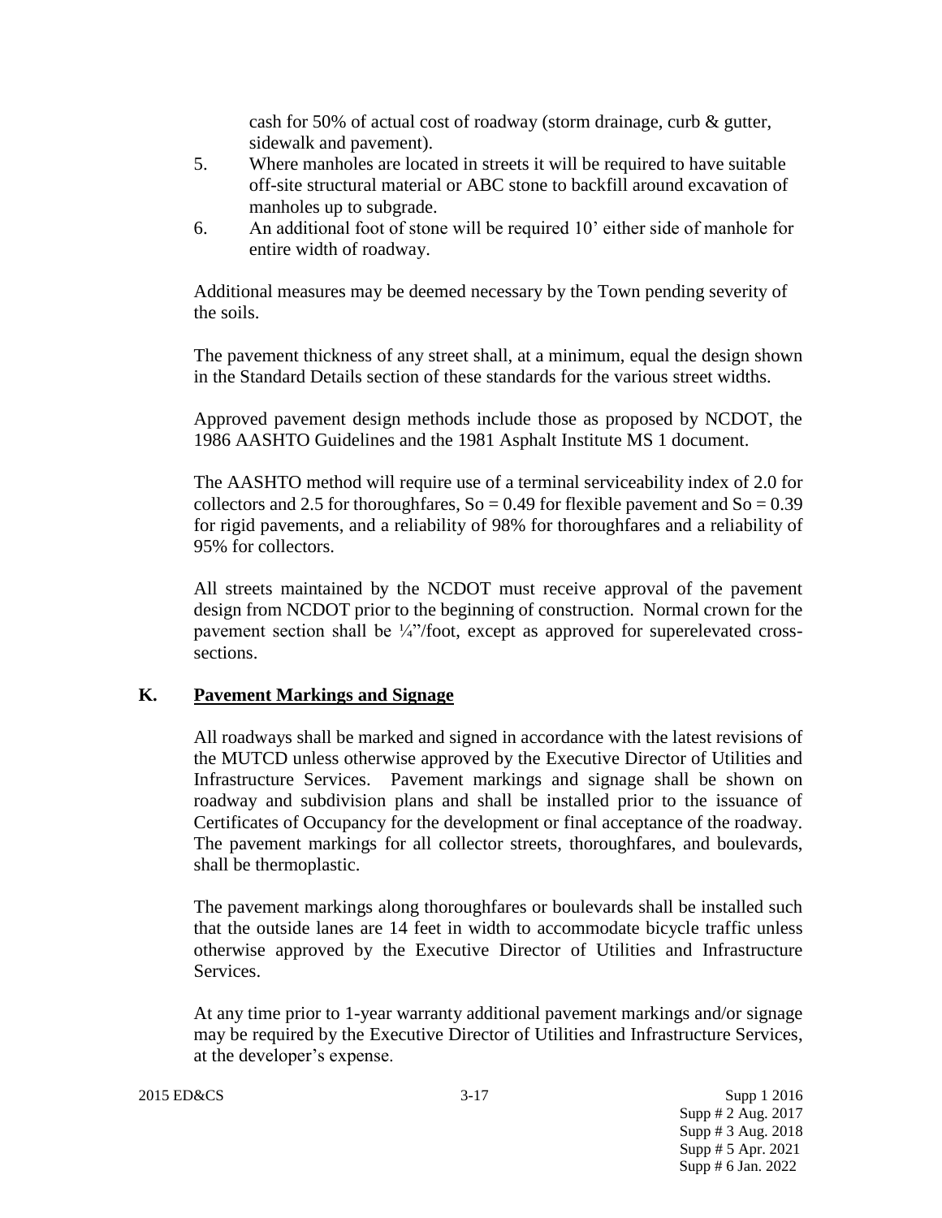cash for 50% of actual cost of roadway (storm drainage, curb & gutter, sidewalk and pavement).

5. Where manholes are located in streets it will be required to have suitable off-site structural material or ABC stone to backfill around excavation of manholes up to subgrade.
6. An additional foot of stone will be required 10' either side of manhole for entire width of roadway.

Additional measures may be deemed necessary by the Town pending severity of the soils.

The pavement thickness of any street shall, at a minimum, equal the design shown in the Standard Details section of these standards for the various street widths.

Approved pavement design methods include those as proposed by NCDOT, the 1986 AASHTO Guidelines and the 1981 Asphalt Institute MS 1 document.

The AASHTO method will require use of a terminal serviceability index of 2.0 for collectors and 2.5 for thoroughfares, So = 0.49 for flexible pavement and So = 0.39 for rigid pavements, and a reliability of 98% for thoroughfares and a reliability of 95% for collectors.

All streets maintained by the NCDOT must receive approval of the pavement design from NCDOT prior to the beginning of construction. Normal crown for the pavement section shall be ¼"/foot, except as approved for superelevated cross-sections.

## K. Pavement Markings and Signage

All roadways shall be marked and signed in accordance with the latest revisions of the MUTCD unless otherwise approved by the Executive Director of Utilities and Infrastructure Services. Pavement markings and signage shall be shown on roadway and subdivision plans and shall be installed prior to the issuance of Certificates of Occupancy for the development or final acceptance of the roadway. The pavement markings for all collector streets, thoroughfares, and boulevards, shall be thermoplastic.

The pavement markings along thoroughfares or boulevards shall be installed such that the outside lanes are 14 feet in width to accommodate bicycle traffic unless otherwise approved by the Executive Director of Utilities and Infrastructure Services.

At any time prior to 1-year warranty additional pavement markings and/or signage may be required by the Executive Director of Utilities and Infrastructure Services, at the developer's expense.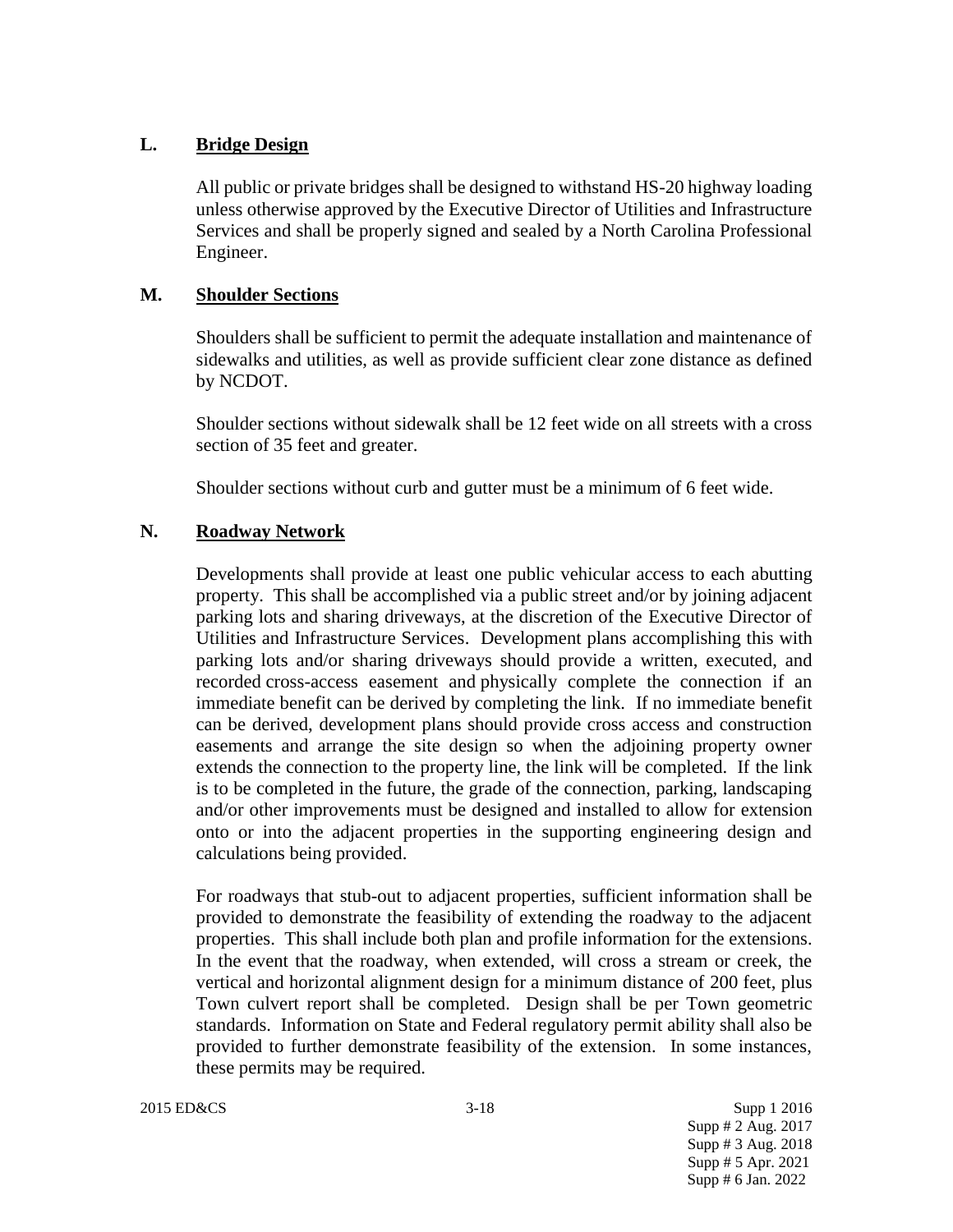### L. Bridge Design

All public or private bridges shall be designed to withstand HS-20 highway loading unless otherwise approved by the Executive Director of Utilities and Infrastructure Services and shall be properly signed and sealed by a North Carolina Professional Engineer.

### M. Shoulder Sections

Shoulders shall be sufficient to permit the adequate installation and maintenance of sidewalks and utilities, as well as provide sufficient clear zone distance as defined by NCDOT.

Shoulder sections without sidewalk shall be 12 feet wide on all streets with a cross section of 35 feet and greater.

Shoulder sections without curb and gutter must be a minimum of 6 feet wide.

### N. Roadway Network

Developments shall provide at least one public vehicular access to each abutting property. This shall be accomplished via a public street and/or by joining adjacent parking lots and sharing driveways, at the discretion of the Executive Director of Utilities and Infrastructure Services. Development plans accomplishing this with parking lots and/or sharing driveways should provide a written, executed, and recorded cross-access easement and physically complete the connection if an immediate benefit can be derived by completing the link. If no immediate benefit can be derived, development plans should provide cross access and construction easements and arrange the site design so when the adjoining property owner extends the connection to the property line, the link will be completed. If the link is to be completed in the future, the grade of the connection, parking, landscaping and/or other improvements must be designed and installed to allow for extension onto or into the adjacent properties in the supporting engineering design and calculations being provided.

For roadways that stub-out to adjacent properties, sufficient information shall be provided to demonstrate the feasibility of extending the roadway to the adjacent properties. This shall include both plan and profile information for the extensions. In the event that the roadway, when extended, will cross a stream or creek, the vertical and horizontal alignment design for a minimum distance of 200 feet, plus Town culvert report shall be completed. Design shall be per Town geometric standards. Information on State and Federal regulatory permit ability shall also be provided to further demonstrate feasibility of the extension. In some instances, these permits may be required.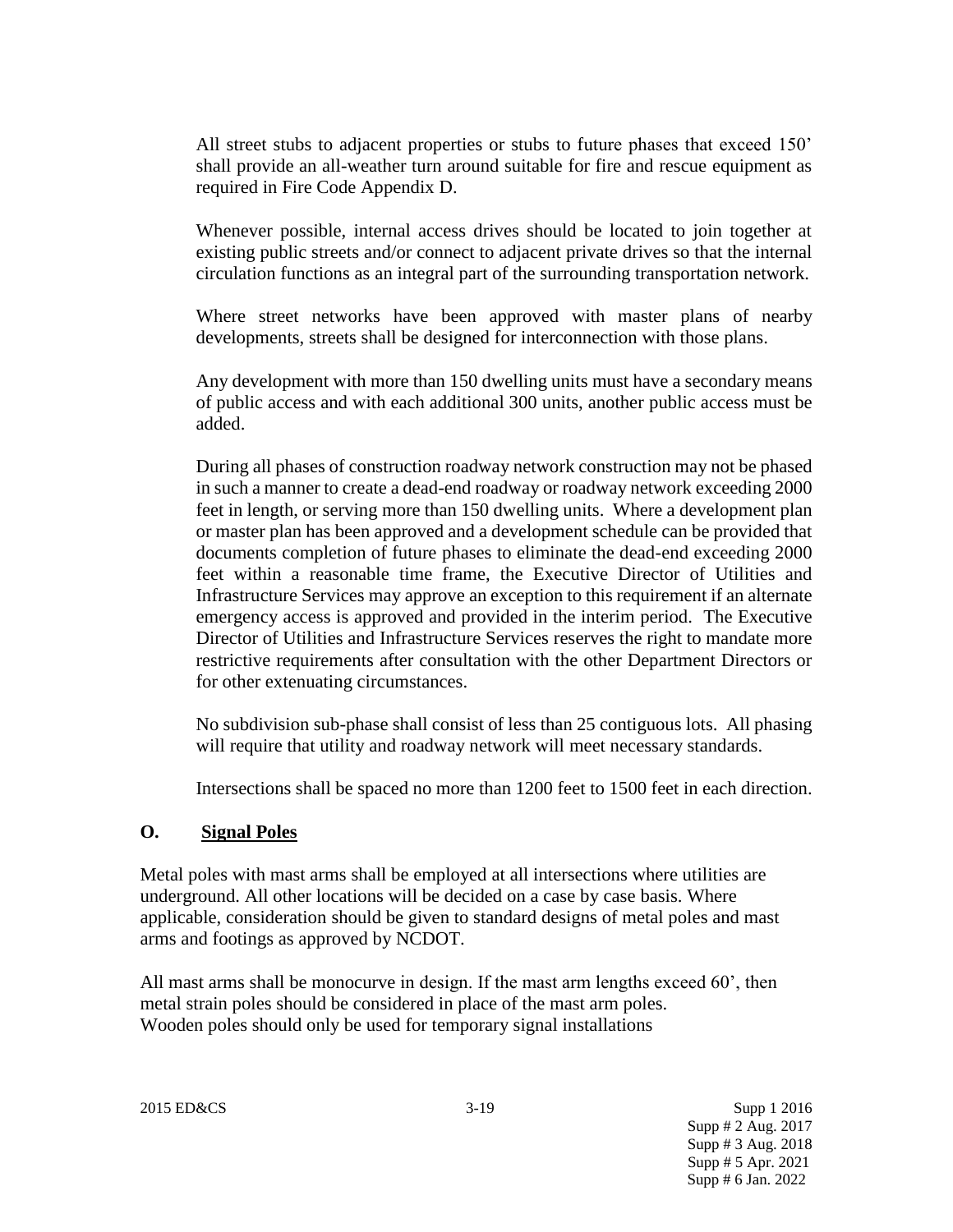All street stubs to adjacent properties or stubs to future phases that exceed 150' shall provide an all-weather turn around suitable for fire and rescue equipment as required in Fire Code Appendix D.

Whenever possible, internal access drives should be located to join together at existing public streets and/or connect to adjacent private drives so that the internal circulation functions as an integral part of the surrounding transportation network.

Where street networks have been approved with master plans of nearby developments, streets shall be designed for interconnection with those plans.

Any development with more than 150 dwelling units must have a secondary means of public access and with each additional 300 units, another public access must be added.

During all phases of construction roadway network construction may not be phased in such a manner to create a dead-end roadway or roadway network exceeding 2000 feet in length, or serving more than 150 dwelling units. Where a development plan or master plan has been approved and a development schedule can be provided that documents completion of future phases to eliminate the dead-end exceeding 2000 feet within a reasonable time frame, the Executive Director of Utilities and Infrastructure Services may approve an exception to this requirement if an alternate emergency access is approved and provided in the interim period. The Executive Director of Utilities and Infrastructure Services reserves the right to mandate more restrictive requirements after consultation with the other Department Directors or for other extenuating circumstances.

No subdivision sub-phase shall consist of less than 25 contiguous lots. All phasing will require that utility and roadway network will meet necessary standards.

Intersections shall be spaced no more than 1200 feet to 1500 feet in each direction.

## O. <u>Signal Poles</u>

Metal poles with mast arms shall be employed at all intersections where utilities are underground. All other locations will be decided on a case by case basis. Where applicable, consideration should be given to standard designs of metal poles and mast arms and footings as approved by NCDOT.

All mast arms shall be monocurve in design. If the mast arm lengths exceed 60', then metal strain poles should be considered in place of the mast arm poles.
Wooden poles should only be used for temporary signal installations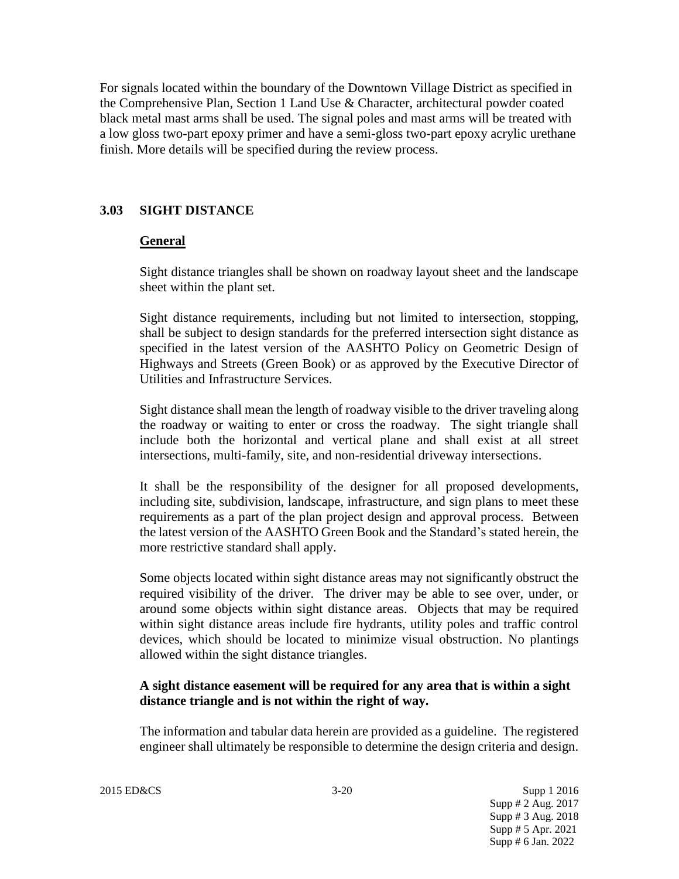For signals located within the boundary of the Downtown Village District as specified in the Comprehensive Plan, Section 1 Land Use & Character, architectural powder coated black metal mast arms shall be used. The signal poles and mast arms will be treated with a low gloss two-part epoxy primer and have a semi-gloss two-part epoxy acrylic urethane finish. More details will be specified during the review process.

## 3.03 SIGHT DISTANCE

### General

Sight distance triangles shall be shown on roadway layout sheet and the landscape sheet within the plant set.

Sight distance requirements, including but not limited to intersection, stopping, shall be subject to design standards for the preferred intersection sight distance as specified in the latest version of the AASHTO Policy on Geometric Design of Highways and Streets (Green Book) or as approved by the Executive Director of Utilities and Infrastructure Services.

Sight distance shall mean the length of roadway visible to the driver traveling along the roadway or waiting to enter or cross the roadway. The sight triangle shall include both the horizontal and vertical plane and shall exist at all street intersections, multi-family, site, and non-residential driveway intersections.

It shall be the responsibility of the designer for all proposed developments, including site, subdivision, landscape, infrastructure, and sign plans to meet these requirements as a part of the plan project design and approval process. Between the latest version of the AASHTO Green Book and the Standard's stated herein, the more restrictive standard shall apply.

Some objects located within sight distance areas may not significantly obstruct the required visibility of the driver. The driver may be able to see over, under, or around some objects within sight distance areas. Objects that may be required within sight distance areas include fire hydrants, utility poles and traffic control devices, which should be located to minimize visual obstruction. No plantings allowed within the sight distance triangles.

**A sight distance easement will be required for any area that is within a sight distance triangle and is not within the right of way.**

The information and tabular data herein are provided as a guideline. The registered engineer shall ultimately be responsible to determine the design criteria and design.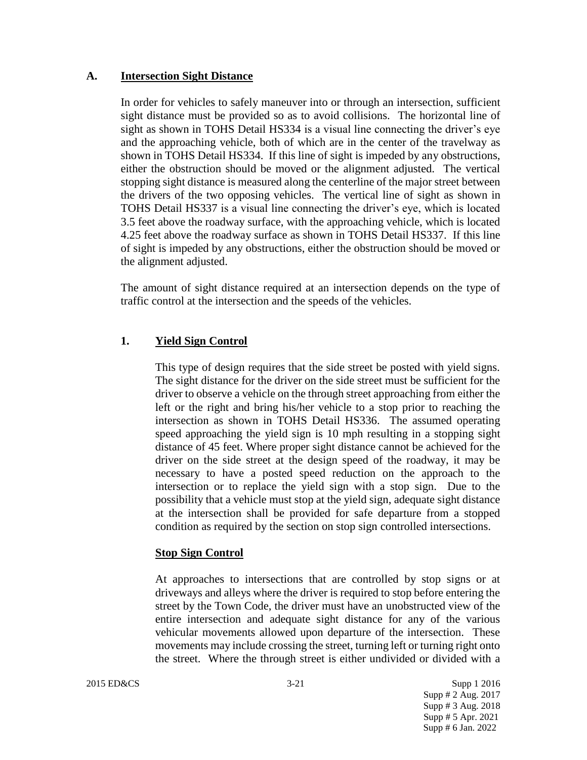## A. Intersection Sight Distance

In order for vehicles to safely maneuver into or through an intersection, sufficient sight distance must be provided so as to avoid collisions. The horizontal line of sight as shown in TOHS Detail HS334 is a visual line connecting the driver's eye and the approaching vehicle, both of which are in the center of the travelway as shown in TOHS Detail HS334. If this line of sight is impeded by any obstructions, either the obstruction should be moved or the alignment adjusted. The vertical stopping sight distance is measured along the centerline of the major street between the drivers of the two opposing vehicles. The vertical line of sight as shown in TOHS Detail HS337 is a visual line connecting the driver's eye, which is located 3.5 feet above the roadway surface, with the approaching vehicle, which is located 4.25 feet above the roadway surface as shown in TOHS Detail HS337. If this line of sight is impeded by any obstructions, either the obstruction should be moved or the alignment adjusted.

The amount of sight distance required at an intersection depends on the type of traffic control at the intersection and the speeds of the vehicles.

### 1. Yield Sign Control

This type of design requires that the side street be posted with yield signs. The sight distance for the driver on the side street must be sufficient for the driver to observe a vehicle on the through street approaching from either the left or the right and bring his/her vehicle to a stop prior to reaching the intersection as shown in TOHS Detail HS336. The assumed operating speed approaching the yield sign is 10 mph resulting in a stopping sight distance of 45 feet. Where proper sight distance cannot be achieved for the driver on the side street at the design speed of the roadway, it may be necessary to have a posted speed reduction on the approach to the intersection or to replace the yield sign with a stop sign. Due to the possibility that a vehicle must stop at the yield sign, adequate sight distance at the intersection shall be provided for safe departure from a stopped condition as required by the section on stop sign controlled intersections.

### Stop Sign Control

At approaches to intersections that are controlled by stop signs or at driveways and alleys where the driver is required to stop before entering the street by the Town Code, the driver must have an unobstructed view of the entire intersection and adequate sight distance for any of the various vehicular movements allowed upon departure of the intersection. These movements may include crossing the street, turning left or turning right onto the street. Where the through street is either undivided or divided with a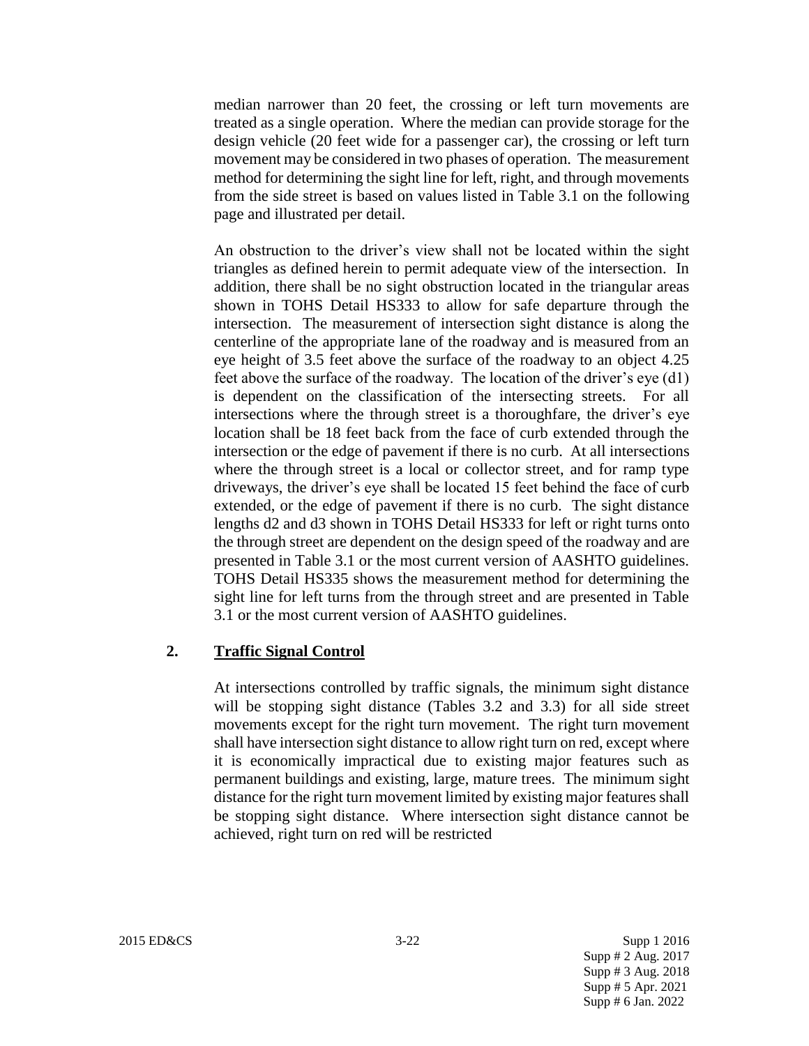median narrower than 20 feet, the crossing or left turn movements are treated as a single operation. Where the median can provide storage for the design vehicle (20 feet wide for a passenger car), the crossing or left turn movement may be considered in two phases of operation. The measurement method for determining the sight line for left, right, and through movements from the side street is based on values listed in Table 3.1 on the following page and illustrated per detail.

An obstruction to the driver's view shall not be located within the sight triangles as defined herein to permit adequate view of the intersection. In addition, there shall be no sight obstruction located in the triangular areas shown in TOHS Detail HS333 to allow for safe departure through the intersection. The measurement of intersection sight distance is along the centerline of the appropriate lane of the roadway and is measured from an eye height of 3.5 feet above the surface of the roadway to an object 4.25 feet above the surface of the roadway. The location of the driver's eye (d1) is dependent on the classification of the intersecting streets. For all intersections where the through street is a thoroughfare, the driver's eye location shall be 18 feet back from the face of curb extended through the intersection or the edge of pavement if there is no curb. At all intersections where the through street is a local or collector street, and for ramp type driveways, the driver's eye shall be located 15 feet behind the face of curb extended, or the edge of pavement if there is no curb. The sight distance lengths d2 and d3 shown in TOHS Detail HS333 for left or right turns onto the through street are dependent on the design speed of the roadway and are presented in Table 3.1 or the most current version of AASHTO guidelines. TOHS Detail HS335 shows the measurement method for determining the sight line for left turns from the through street and are presented in Table 3.1 or the most current version of AASHTO guidelines.

## 2. Traffic Signal Control

At intersections controlled by traffic signals, the minimum sight distance will be stopping sight distance (Tables 3.2 and 3.3) for all side street movements except for the right turn movement. The right turn movement shall have intersection sight distance to allow right turn on red, except where it is economically impractical due to existing major features such as permanent buildings and existing, large, mature trees. The minimum sight distance for the right turn movement limited by existing major features shall be stopping sight distance. Where intersection sight distance cannot be achieved, right turn on red will be restricted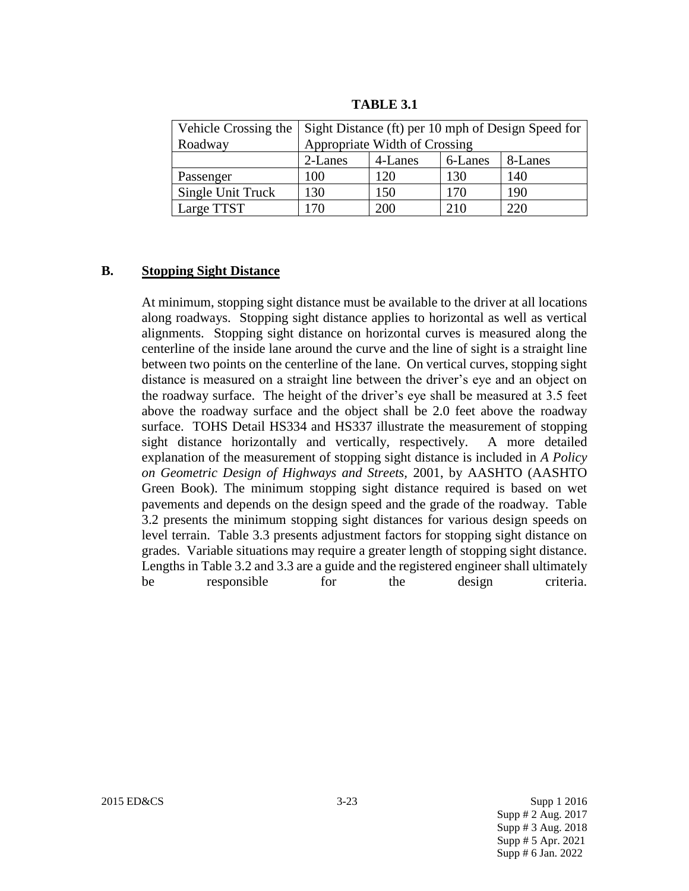**TABLE 3.1**

| Vehicle Crossing the Roadway | Sight Distance (ft) per 10 mph of Design Speed for Appropriate Width of Crossing | | | |
|---|---|---|---|---|
| | 2-Lanes | 4-Lanes | 6-Lanes | 8-Lanes |
| Passenger | 100 | 120 | 130 | 140 |
| Single Unit Truck | 130 | 150 | 170 | 190 |
| Large TTST | 170 | 200 | 210 | 220 |

## B. <u>Stopping Sight Distance</u>

At minimum, stopping sight distance must be available to the driver at all locations along roadways. Stopping sight distance applies to horizontal as well as vertical alignments. Stopping sight distance on horizontal curves is measured along the centerline of the inside lane around the curve and the line of sight is a straight line between two points on the centerline of the lane. On vertical curves, stopping sight distance is measured on a straight line between the driver's eye and an object on the roadway surface. The height of the driver's eye shall be measured at 3.5 feet above the roadway surface and the object shall be 2.0 feet above the roadway surface. TOHS Detail HS334 and HS337 illustrate the measurement of stopping sight distance horizontally and vertically, respectively. A more detailed explanation of the measurement of stopping sight distance is included in *A Policy on Geometric Design of Highways and Streets,* 2001, by AASHTO (AASHTO Green Book). The minimum stopping sight distance required is based on wet pavements and depends on the design speed and the grade of the roadway. Table 3.2 presents the minimum stopping sight distances for various design speeds on level terrain. Table 3.3 presents adjustment factors for stopping sight distance on grades. Variable situations may require a greater length of stopping sight distance. Lengths in Table 3.2 and 3.3 are a guide and the registered engineer shall ultimately be responsible for the design criteria.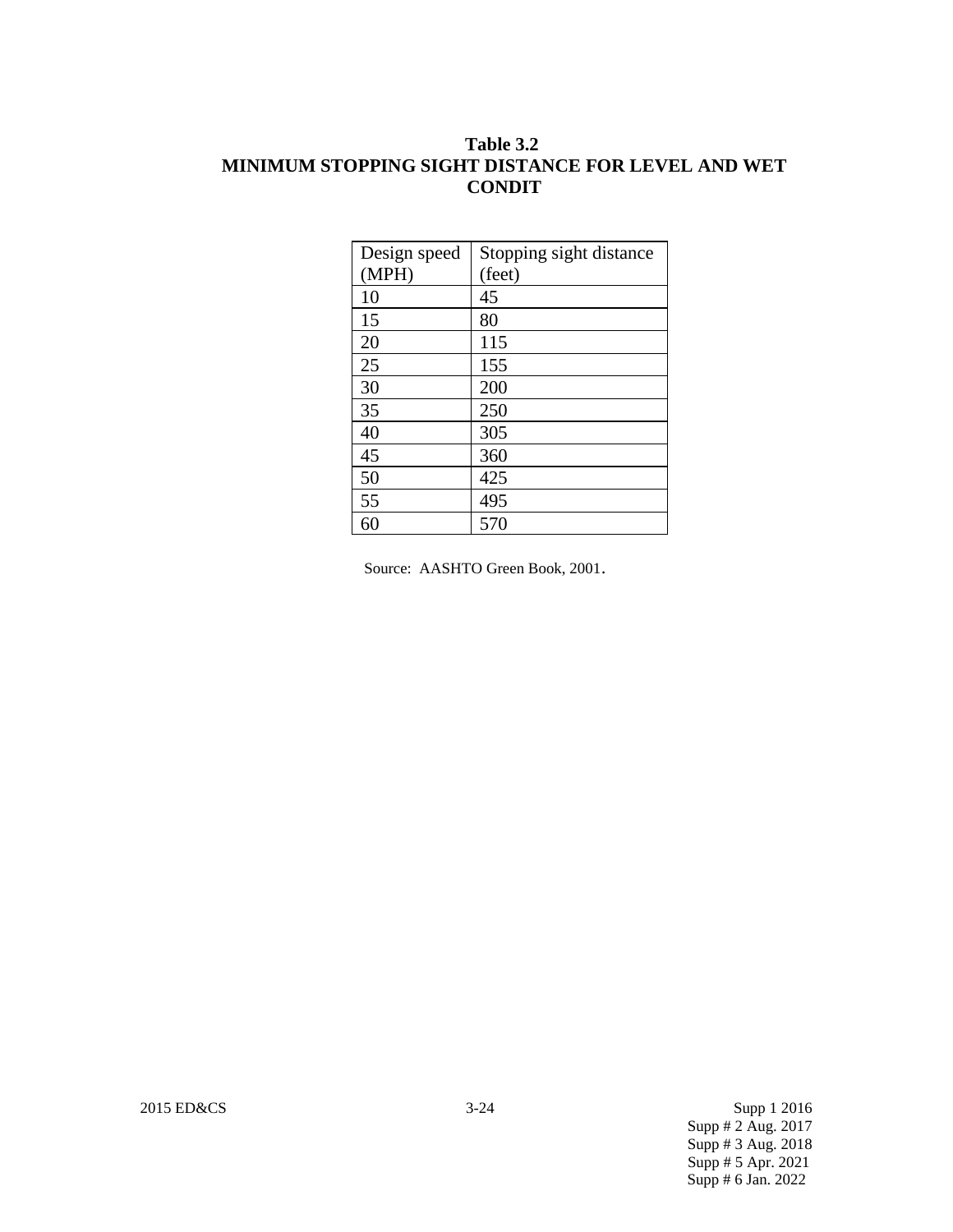**Table 3.2**
**MINIMUM STOPPING SIGHT DISTANCE FOR LEVEL AND WET CONDIT**

| Design speed (MPH) | Stopping sight distance (feet) |
|---|---|
| 10 | 45 |
| 15 | 80 |
| 20 | 115 |
| 25 | 155 |
| 30 | 200 |
| 35 | 250 |
| 40 | 305 |
| 45 | 360 |
| 50 | 425 |
| 55 | 495 |
| 60 | 570 |

Source: AASHTO Green Book, 2001.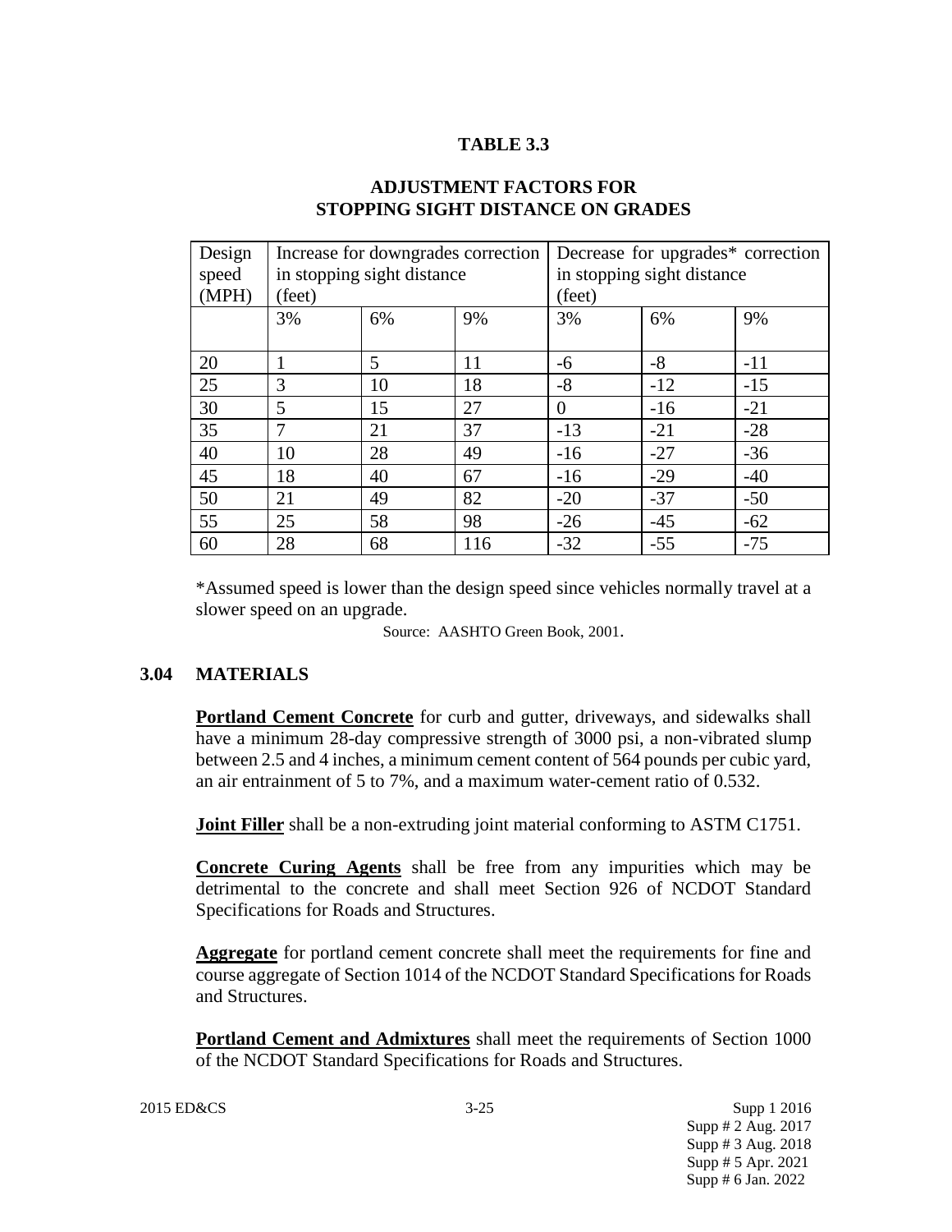**TABLE 3.3**

**ADJUSTMENT FACTORS FOR STOPPING SIGHT DISTANCE ON GRADES**

| Design speed (MPH) | Increase for downgrades correction in stopping sight distance (feet) | | | Decrease for upgrades* correction in stopping sight distance (feet) | | |
|---|---|---|---|---|---|---|
| | 3% | 6% | 9% | 3% | 6% | 9% |
| 20 | 1 | 5 | 11 | -6 | -8 | -11 |
| 25 | 3 | 10 | 18 | -8 | -12 | -15 |
| 30 | 5 | 15 | 27 | 0 | -16 | -21 |
| 35 | 7 | 21 | 37 | -13 | -21 | -28 |
| 40 | 10 | 28 | 49 | -16 | -27 | -36 |
| 45 | 18 | 40 | 67 | -16 | -29 | -40 |
| 50 | 21 | 49 | 82 | -20 | -37 | -50 |
| 55 | 25 | 58 | 98 | -26 | -45 | -62 |
| 60 | 28 | 68 | 116 | -32 | -55 | -75 |

*Assumed speed is lower than the design speed since vehicles normally travel at a slower speed on an upgrade.

Source: AASHTO Green Book, 2001.

## 3.04 MATERIALS

**Portland Cement Concrete** for curb and gutter, driveways, and sidewalks shall have a minimum 28-day compressive strength of 3000 psi, a non-vibrated slump between 2.5 and 4 inches, a minimum cement content of 564 pounds per cubic yard, an air entrainment of 5 to 7%, and a maximum water-cement ratio of 0.532.

**Joint Filler** shall be a non-extruding joint material conforming to ASTM C1751.

**Concrete Curing Agents** shall be free from any impurities which may be detrimental to the concrete and shall meet Section 926 of NCDOT Standard Specifications for Roads and Structures.

**Aggregate** for portland cement concrete shall meet the requirements for fine and course aggregate of Section 1014 of the NCDOT Standard Specifications for Roads and Structures.

**Portland Cement and Admixtures** shall meet the requirements of Section 1000 of the NCDOT Standard Specifications for Roads and Structures.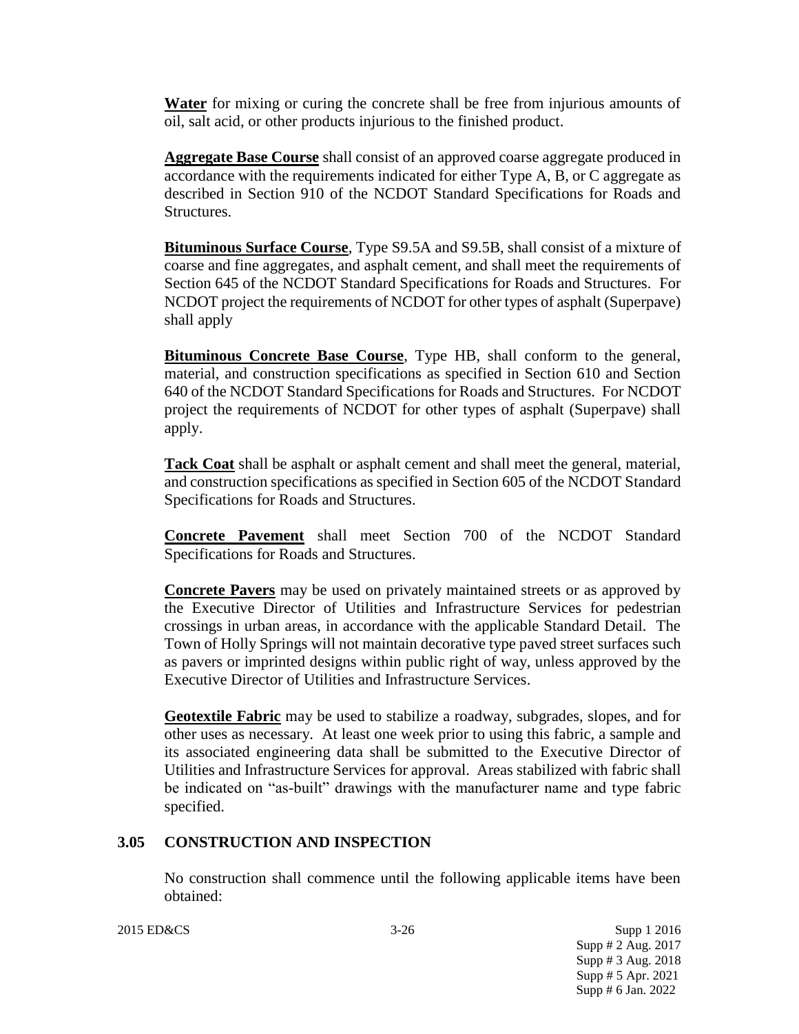**Water** for mixing or curing the concrete shall be free from injurious amounts of oil, salt acid, or other products injurious to the finished product.

**Aggregate Base Course** shall consist of an approved coarse aggregate produced in accordance with the requirements indicated for either Type A, B, or C aggregate as described in Section 910 of the NCDOT Standard Specifications for Roads and Structures.

**Bituminous Surface Course**, Type S9.5A and S9.5B, shall consist of a mixture of coarse and fine aggregates, and asphalt cement, and shall meet the requirements of Section 645 of the NCDOT Standard Specifications for Roads and Structures. For NCDOT project the requirements of NCDOT for other types of asphalt (Superpave) shall apply

**Bituminous Concrete Base Course**, Type HB, shall conform to the general, material, and construction specifications as specified in Section 610 and Section 640 of the NCDOT Standard Specifications for Roads and Structures. For NCDOT project the requirements of NCDOT for other types of asphalt (Superpave) shall apply.

**Tack Coat** shall be asphalt or asphalt cement and shall meet the general, material, and construction specifications as specified in Section 605 of the NCDOT Standard Specifications for Roads and Structures.

**Concrete Pavement** shall meet Section 700 of the NCDOT Standard Specifications for Roads and Structures.

**Concrete Pavers** may be used on privately maintained streets or as approved by the Executive Director of Utilities and Infrastructure Services for pedestrian crossings in urban areas, in accordance with the applicable Standard Detail. The Town of Holly Springs will not maintain decorative type paved street surfaces such as pavers or imprinted designs within public right of way, unless approved by the Executive Director of Utilities and Infrastructure Services.

**Geotextile Fabric** may be used to stabilize a roadway, subgrades, slopes, and for other uses as necessary. At least one week prior to using this fabric, a sample and its associated engineering data shall be submitted to the Executive Director of Utilities and Infrastructure Services for approval. Areas stabilized with fabric shall be indicated on "as-built" drawings with the manufacturer name and type fabric specified.

## 3.05 CONSTRUCTION AND INSPECTION

No construction shall commence until the following applicable items have been obtained: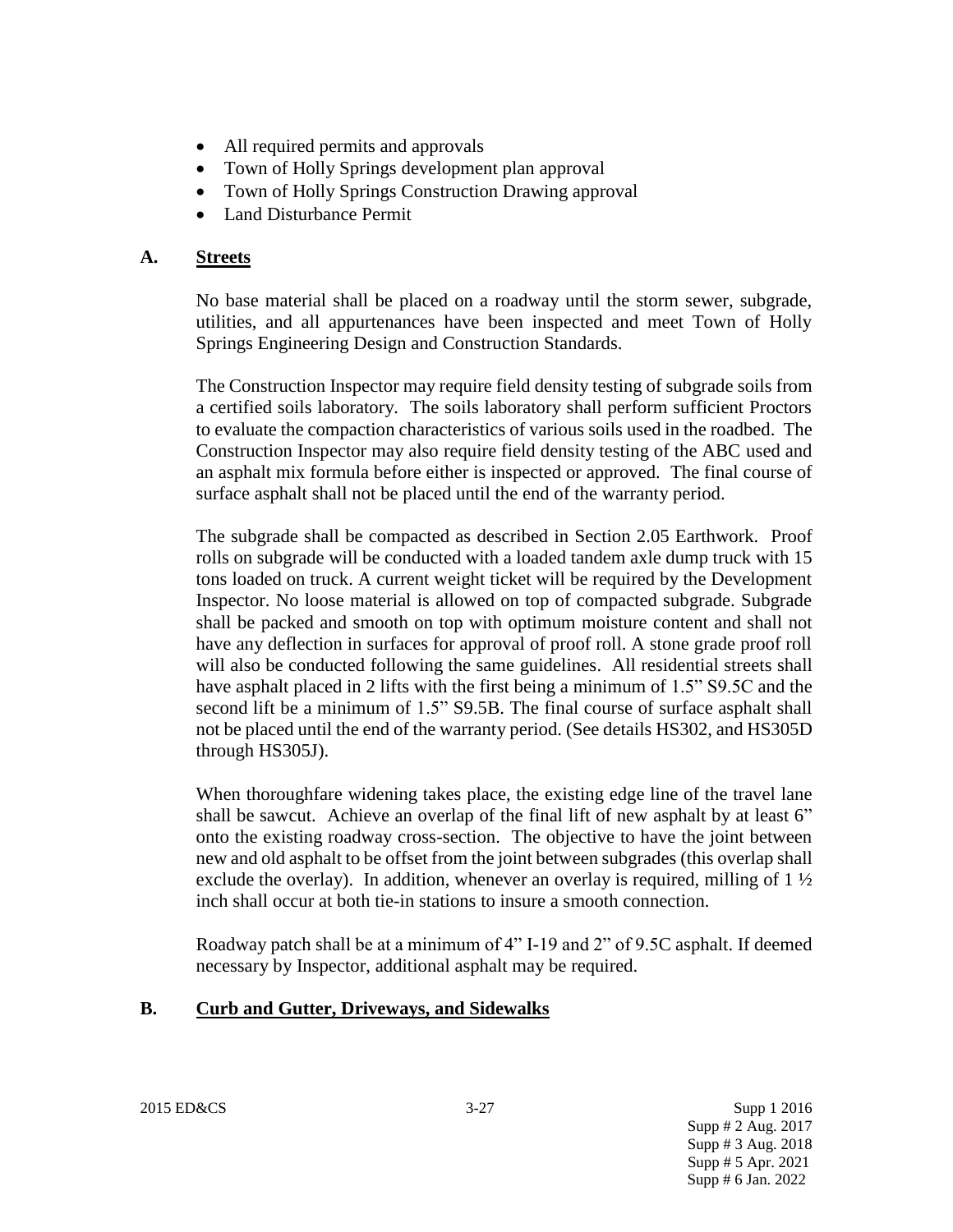- All required permits and approvals
- Town of Holly Springs development plan approval
- Town of Holly Springs Construction Drawing approval
- Land Disturbance Permit

## A. Streets

No base material shall be placed on a roadway until the storm sewer, subgrade, utilities, and all appurtenances have been inspected and meet Town of Holly Springs Engineering Design and Construction Standards.

The Construction Inspector may require field density testing of subgrade soils from a certified soils laboratory. The soils laboratory shall perform sufficient Proctors to evaluate the compaction characteristics of various soils used in the roadbed. The Construction Inspector may also require field density testing of the ABC used and an asphalt mix formula before either is inspected or approved. The final course of surface asphalt shall not be placed until the end of the warranty period.

The subgrade shall be compacted as described in Section 2.05 Earthwork. Proof rolls on subgrade will be conducted with a loaded tandem axle dump truck with 15 tons loaded on truck. A current weight ticket will be required by the Development Inspector. No loose material is allowed on top of compacted subgrade. Subgrade shall be packed and smooth on top with optimum moisture content and shall not have any deflection in surfaces for approval of proof roll. A stone grade proof roll will also be conducted following the same guidelines. All residential streets shall have asphalt placed in 2 lifts with the first being a minimum of 1.5" S9.5C and the second lift be a minimum of 1.5" S9.5B. The final course of surface asphalt shall not be placed until the end of the warranty period. (See details HS302, and HS305D through HS305J).

When thoroughfare widening takes place, the existing edge line of the travel lane shall be sawcut. Achieve an overlap of the final lift of new asphalt by at least 6" onto the existing roadway cross-section. The objective to have the joint between new and old asphalt to be offset from the joint between subgrades (this overlap shall exclude the overlay). In addition, whenever an overlay is required, milling of 1 ½ inch shall occur at both tie-in stations to insure a smooth connection.

Roadway patch shall be at a minimum of 4" I-19 and 2" of 9.5C asphalt. If deemed necessary by Inspector, additional asphalt may be required.

## B. Curb and Gutter, Driveways, and Sidewalks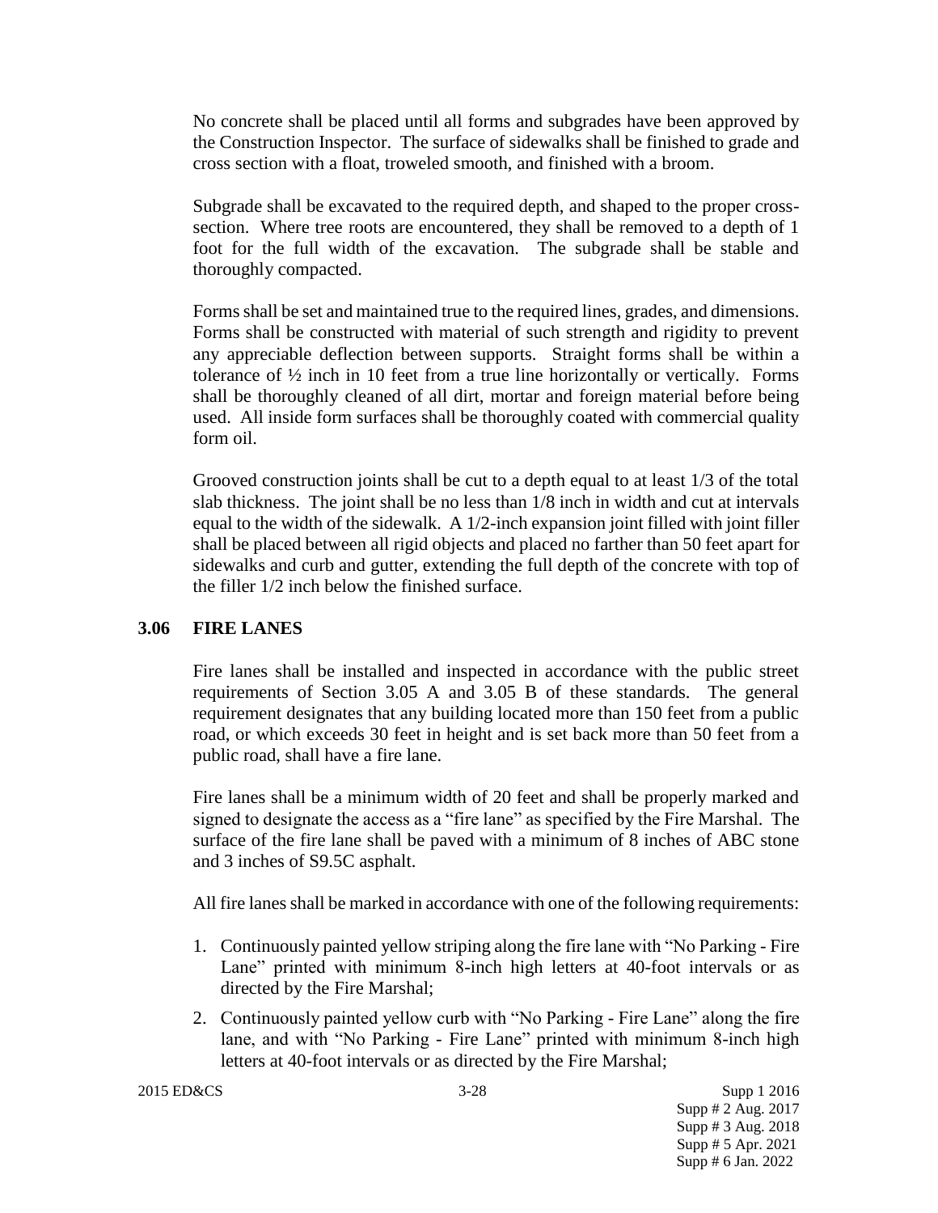No concrete shall be placed until all forms and subgrades have been approved by the Construction Inspector. The surface of sidewalks shall be finished to grade and cross section with a float, troweled smooth, and finished with a broom.

Subgrade shall be excavated to the required depth, and shaped to the proper cross-section. Where tree roots are encountered, they shall be removed to a depth of 1 foot for the full width of the excavation. The subgrade shall be stable and thoroughly compacted.

Forms shall be set and maintained true to the required lines, grades, and dimensions. Forms shall be constructed with material of such strength and rigidity to prevent any appreciable deflection between supports. Straight forms shall be within a tolerance of ½ inch in 10 feet from a true line horizontally or vertically. Forms shall be thoroughly cleaned of all dirt, mortar and foreign material before being used. All inside form surfaces shall be thoroughly coated with commercial quality form oil.

Grooved construction joints shall be cut to a depth equal to at least 1/3 of the total slab thickness. The joint shall be no less than 1/8 inch in width and cut at intervals equal to the width of the sidewalk. A 1/2-inch expansion joint filled with joint filler shall be placed between all rigid objects and placed no farther than 50 feet apart for sidewalks and curb and gutter, extending the full depth of the concrete with top of the filler 1/2 inch below the finished surface.

## 3.06 FIRE LANES

Fire lanes shall be installed and inspected in accordance with the public street requirements of Section 3.05 A and 3.05 B of these standards. The general requirement designates that any building located more than 150 feet from a public road, or which exceeds 30 feet in height and is set back more than 50 feet from a public road, shall have a fire lane.

Fire lanes shall be a minimum width of 20 feet and shall be properly marked and signed to designate the access as a "fire lane" as specified by the Fire Marshal. The surface of the fire lane shall be paved with a minimum of 8 inches of ABC stone and 3 inches of S9.5C asphalt.

All fire lanes shall be marked in accordance with one of the following requirements:

1. Continuously painted yellow striping along the fire lane with "No Parking - Fire Lane" printed with minimum 8-inch high letters at 40-foot intervals or as directed by the Fire Marshal;
2. Continuously painted yellow curb with "No Parking - Fire Lane" along the fire lane, and with "No Parking - Fire Lane" printed with minimum 8-inch high letters at 40-foot intervals or as directed by the Fire Marshal;

2015 ED&CS

Supp 1 2016
Supp # 2 Aug. 2017
Supp # 3 Aug. 2018
Supp # 5 Apr. 2021
Supp # 6 Jan. 2022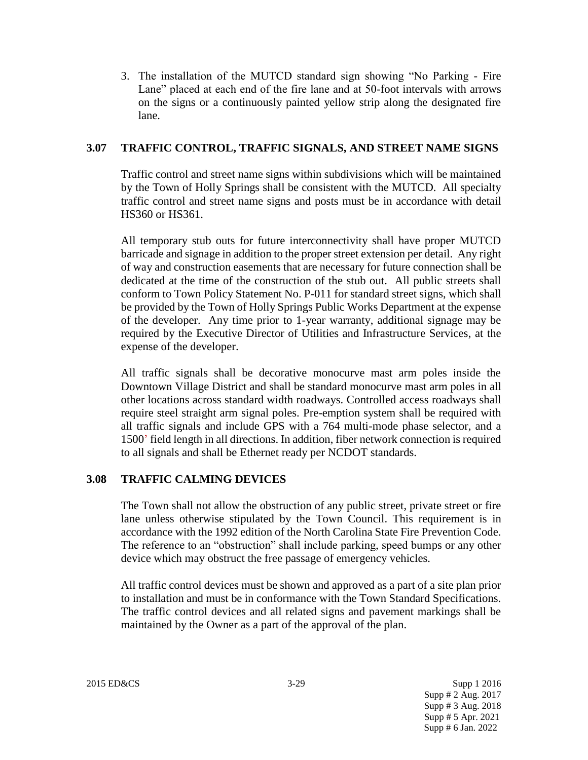3. The installation of the MUTCD standard sign showing "No Parking - Fire Lane" placed at each end of the fire lane and at 50-foot intervals with arrows on the signs or a continuously painted yellow strip along the designated fire lane.

## 3.07 TRAFFIC CONTROL, TRAFFIC SIGNALS, AND STREET NAME SIGNS

Traffic control and street name signs within subdivisions which will be maintained by the Town of Holly Springs shall be consistent with the MUTCD. All specialty traffic control and street name signs and posts must be in accordance with detail HS360 or HS361.

All temporary stub outs for future interconnectivity shall have proper MUTCD barricade and signage in addition to the proper street extension per detail. Any right of way and construction easements that are necessary for future connection shall be dedicated at the time of the construction of the stub out. All public streets shall conform to Town Policy Statement No. P-011 for standard street signs, which shall be provided by the Town of Holly Springs Public Works Department at the expense of the developer. Any time prior to 1-year warranty, additional signage may be required by the Executive Director of Utilities and Infrastructure Services, at the expense of the developer.

All traffic signals shall be decorative monocurve mast arm poles inside the Downtown Village District and shall be standard monocurve mast arm poles in all other locations across standard width roadways. Controlled access roadways shall require steel straight arm signal poles. Pre-emption system shall be required with all traffic signals and include GPS with a 764 multi-mode phase selector, and a 1500' field length in all directions. In addition, fiber network connection is required to all signals and shall be Ethernet ready per NCDOT standards.

## 3.08 TRAFFIC CALMING DEVICES

The Town shall not allow the obstruction of any public street, private street or fire lane unless otherwise stipulated by the Town Council. This requirement is in accordance with the 1992 edition of the North Carolina State Fire Prevention Code. The reference to an "obstruction" shall include parking, speed bumps or any other device which may obstruct the free passage of emergency vehicles.

All traffic control devices must be shown and approved as a part of a site plan prior to installation and must be in conformance with the Town Standard Specifications. The traffic control devices and all related signs and pavement markings shall be maintained by the Owner as a part of the approval of the plan.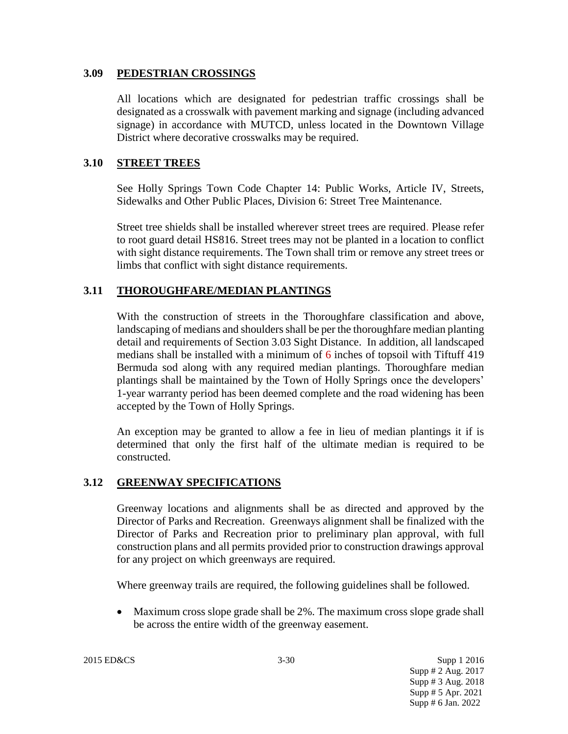## 3.09 PEDESTRIAN CROSSINGS

All locations which are designated for pedestrian traffic crossings shall be designated as a crosswalk with pavement marking and signage (including advanced signage) in accordance with MUTCD, unless located in the Downtown Village District where decorative crosswalks may be required.

## 3.10 STREET TREES

See Holly Springs Town Code Chapter 14: Public Works, Article IV, Streets, Sidewalks and Other Public Places, Division 6: Street Tree Maintenance.

Street tree shields shall be installed wherever street trees are required. Please refer to root guard detail HS816. Street trees may not be planted in a location to conflict with sight distance requirements. The Town shall trim or remove any street trees or limbs that conflict with sight distance requirements.

## 3.11 THOROUGHFARE/MEDIAN PLANTINGS

With the construction of streets in the Thoroughfare classification and above, landscaping of medians and shoulders shall be per the thoroughfare median planting detail and requirements of Section 3.03 Sight Distance. In addition, all landscaped medians shall be installed with a minimum of 6 inches of topsoil with Tiftuff 419 Bermuda sod along with any required median plantings. Thoroughfare median plantings shall be maintained by the Town of Holly Springs once the developers' 1-year warranty period has been deemed complete and the road widening has been accepted by the Town of Holly Springs.

An exception may be granted to allow a fee in lieu of median plantings it if is determined that only the first half of the ultimate median is required to be constructed.

## 3.12 GREENWAY SPECIFICATIONS

Greenway locations and alignments shall be as directed and approved by the Director of Parks and Recreation. Greenways alignment shall be finalized with the Director of Parks and Recreation prior to preliminary plan approval, with full construction plans and all permits provided prior to construction drawings approval for any project on which greenways are required.

Where greenway trails are required, the following guidelines shall be followed.

- Maximum cross slope grade shall be 2%. The maximum cross slope grade shall be across the entire width of the greenway easement.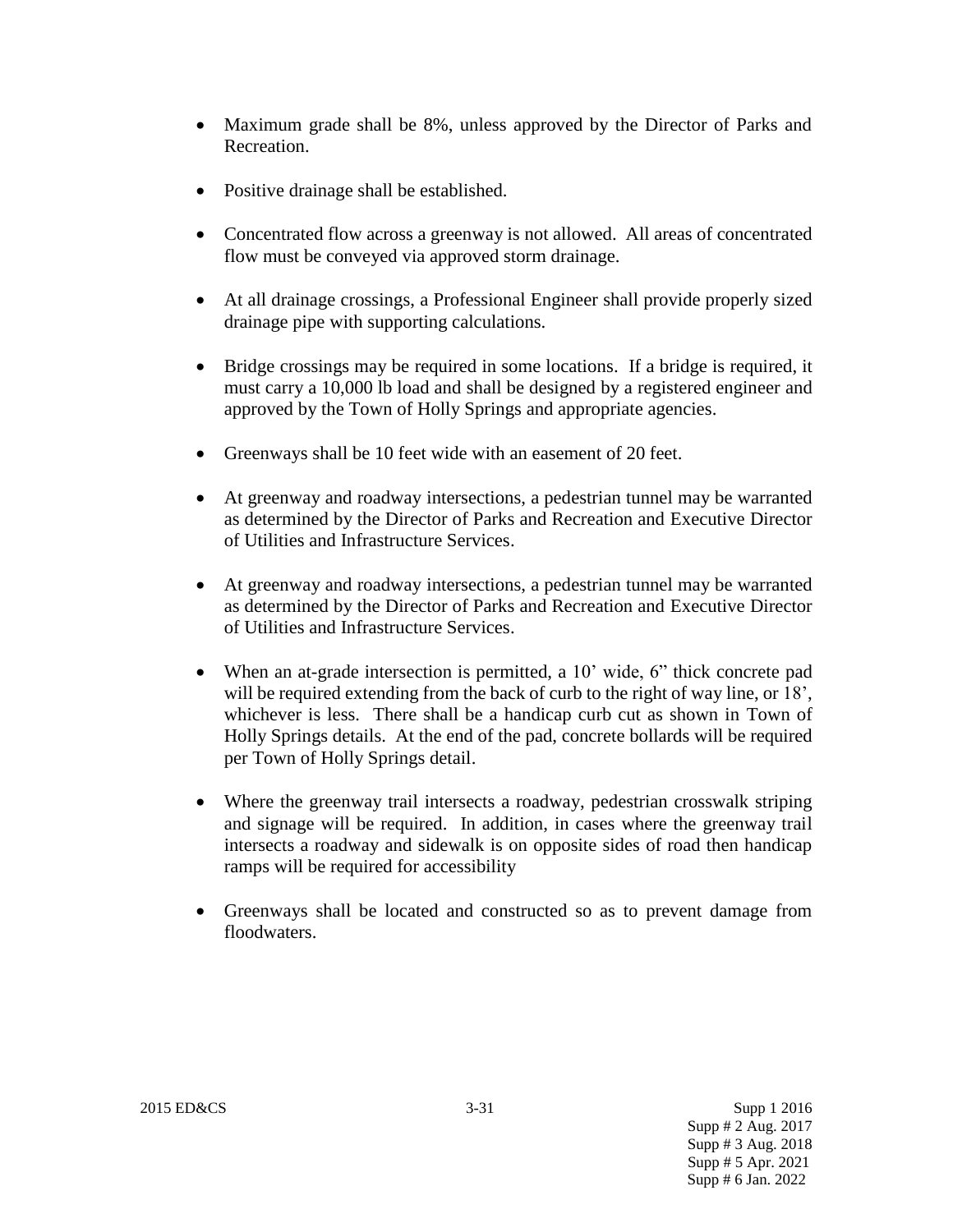- Maximum grade shall be 8%, unless approved by the Director of Parks and Recreation.

- Positive drainage shall be established.

- Concentrated flow across a greenway is not allowed. All areas of concentrated flow must be conveyed via approved storm drainage.

- At all drainage crossings, a Professional Engineer shall provide properly sized drainage pipe with supporting calculations.

- Bridge crossings may be required in some locations. If a bridge is required, it must carry a 10,000 lb load and shall be designed by a registered engineer and approved by the Town of Holly Springs and appropriate agencies.

- Greenways shall be 10 feet wide with an easement of 20 feet.

- At greenway and roadway intersections, a pedestrian tunnel may be warranted as determined by the Director of Parks and Recreation and Executive Director of Utilities and Infrastructure Services.

- At greenway and roadway intersections, a pedestrian tunnel may be warranted as determined by the Director of Parks and Recreation and Executive Director of Utilities and Infrastructure Services.

- When an at-grade intersection is permitted, a 10' wide, 6" thick concrete pad will be required extending from the back of curb to the right of way line, or 18', whichever is less. There shall be a handicap curb cut as shown in Town of Holly Springs details. At the end of the pad, concrete bollards will be required per Town of Holly Springs detail.

- Where the greenway trail intersects a roadway, pedestrian crosswalk striping and signage will be required. In addition, in cases where the greenway trail intersects a roadway and sidewalk is on opposite sides of road then handicap ramps will be required for accessibility

- Greenways shall be located and constructed so as to prevent damage from floodwaters.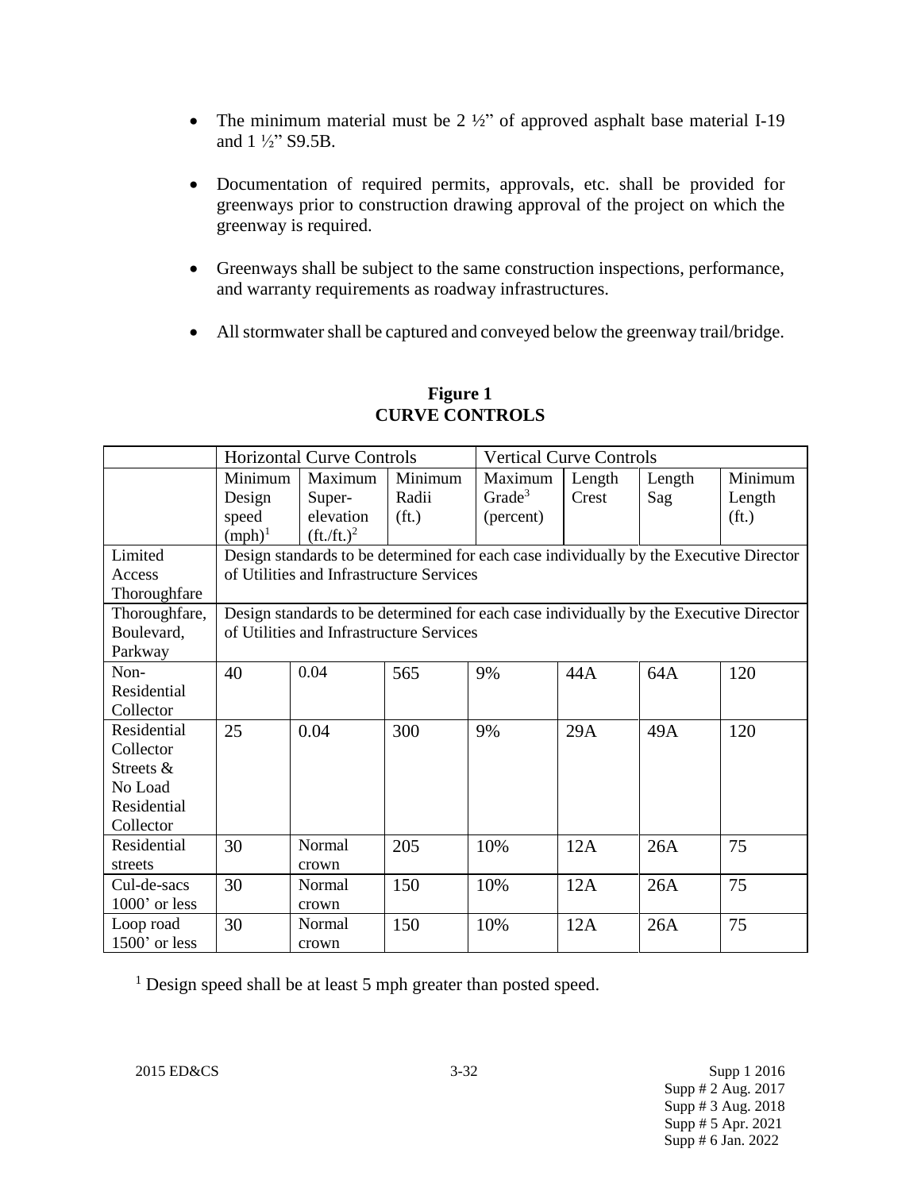- The minimum material must be 2 ½" of approved asphalt base material I-19 and 1 ½" S9.5B.

- Documentation of required permits, approvals, etc. shall be provided for greenways prior to construction drawing approval of the project on which the greenway is required.

- Greenways shall be subject to the same construction inspections, performance, and warranty requirements as roadway infrastructures.

- All stormwater shall be captured and conveyed below the greenway trail/bridge.

**Figure 1**
**CURVE CONTROLS**

| | Horizontal Curve Controls | | | Vertical Curve Controls | | | |
|---|---|---|---|---|---|---|---|
| | Minimum Design speed (mph)[1] | Maximum Super-elevation (ft./ft.)[2] | Minimum Radii (ft.) | Maximum Grade[3] (percent) | Length Crest | Length Sag | Minimum Length (ft.) |
| Limited Access Thoroughfare | Design standards to be determined for each case individually by the Executive Director of Utilities and Infrastructure Services | | | | | | |
| Thoroughfare, Boulevard, Parkway | Design standards to be determined for each case individually by the Executive Director of Utilities and Infrastructure Services | | | | | | |
| Non-Residential Collector | 40 | 0.04 | 565 | 9% | 44A | 64A | 120 |
| Residential Collector Streets & No Load Residential Collector | 25 | 0.04 | 300 | 9% | 29A | 49A | 120 |
| Residential streets | 30 | Normal crown | 205 | 10% | 12A | 26A | 75 |
| Cul-de-sacs 1000' or less | 30 | Normal crown | 150 | 10% | 12A | 26A | 75 |
| Loop road 1500' or less | 30 | Normal crown | 150 | 10% | 12A | 26A | 75 |

[1] Design speed shall be at least 5 mph greater than posted speed.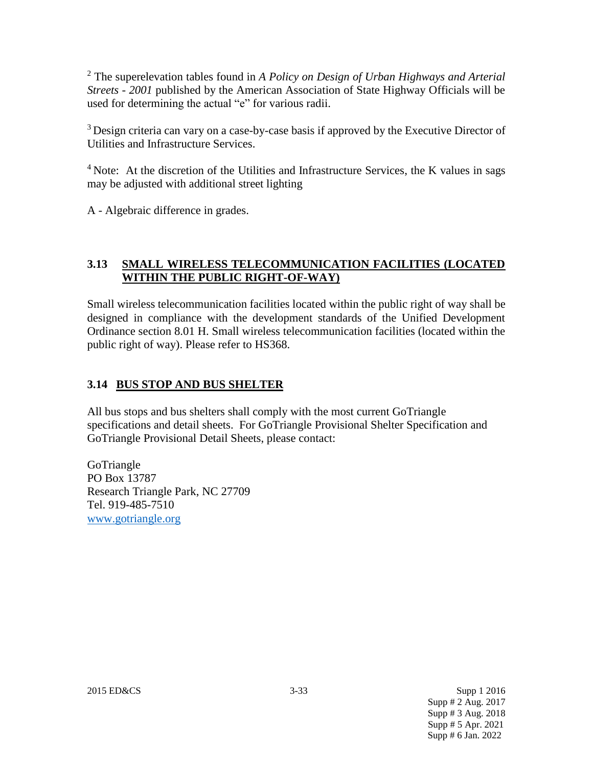[2] The superelevation tables found in *A Policy on Design of Urban Highways and Arterial Streets - 2001* published by the American Association of State Highway Officials will be used for determining the actual "e" for various radii.

[3] Design criteria can vary on a case-by-case basis if approved by the Executive Director of Utilities and Infrastructure Services.

[4] Note: At the discretion of the Utilities and Infrastructure Services, the K values in sags may be adjusted with additional street lighting

A - Algebraic difference in grades.

## 3.13 SMALL WIRELESS TELECOMMUNICATION FACILITIES (LOCATED WITHIN THE PUBLIC RIGHT-OF-WAY)

Small wireless telecommunication facilities located within the public right of way shall be designed in compliance with the development standards of the Unified Development Ordinance section 8.01 H. Small wireless telecommunication facilities (located within the public right of way). Please refer to HS368.

## 3.14 BUS STOP AND BUS SHELTER

All bus stops and bus shelters shall comply with the most current GoTriangle specifications and detail sheets. For GoTriangle Provisional Shelter Specification and GoTriangle Provisional Detail Sheets, please contact:

GoTriangle
PO Box 13787
Research Triangle Park, NC 27709
Tel. 919-485-7510
www.gotriangle.org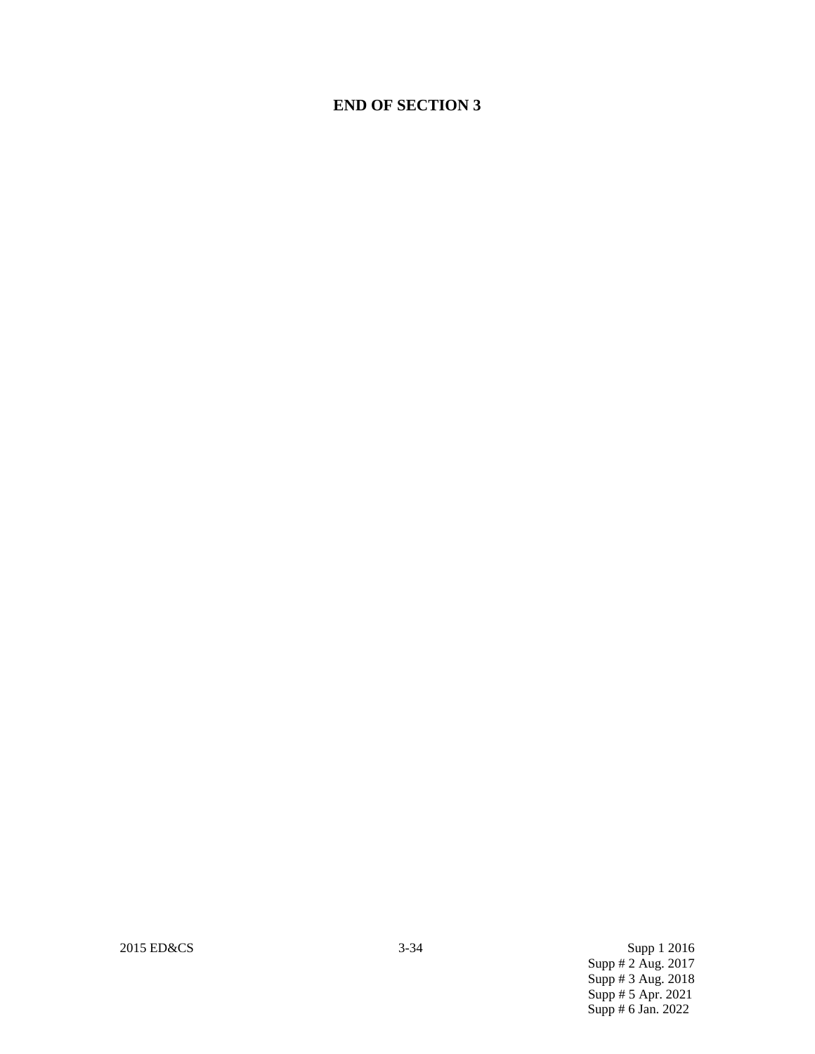**END OF SECTION 3**